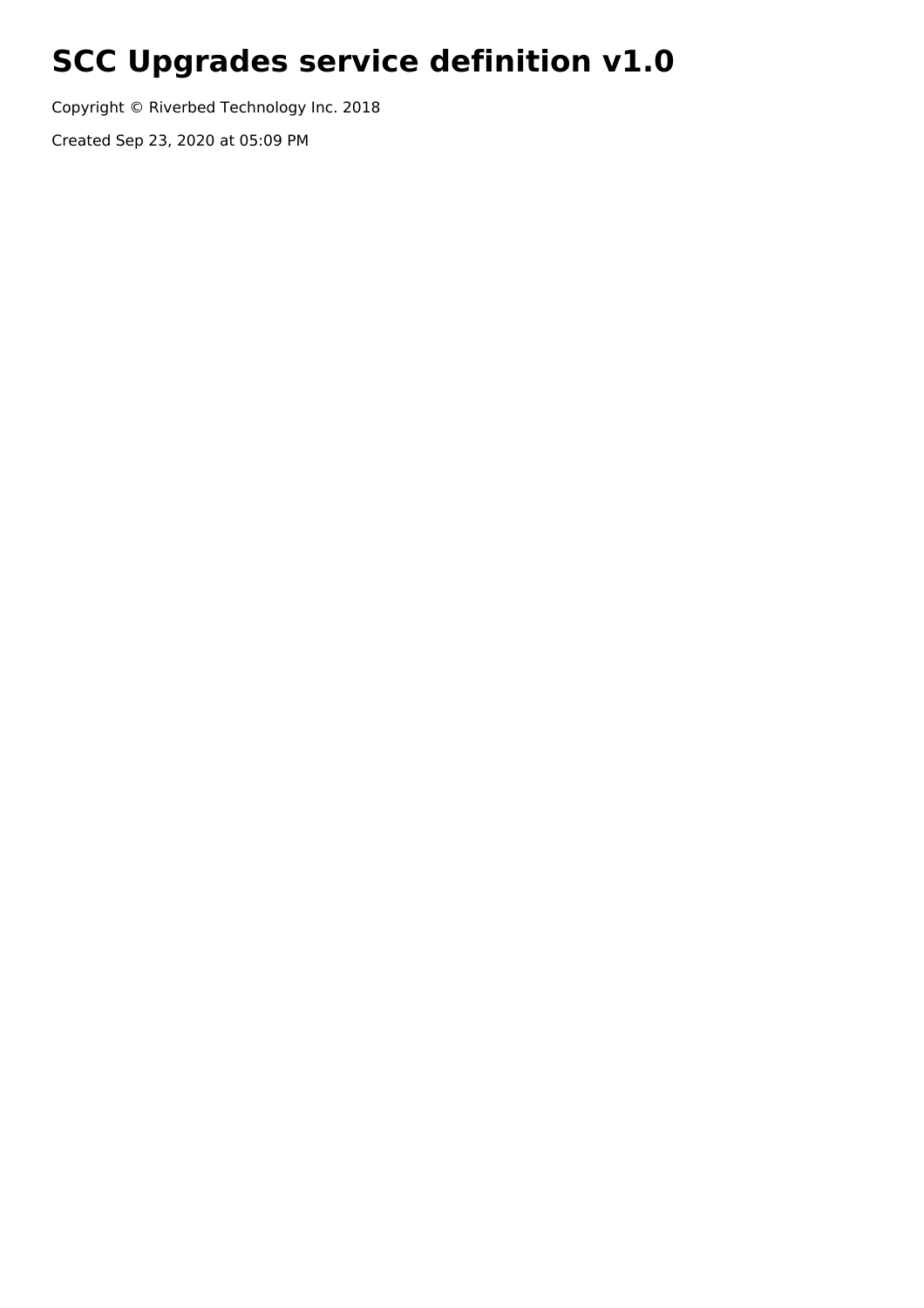# SCC Upgrades service definition v1.0

Copyright © Riverbed Technology Inc. 2018

Created Sep 23, 2020 at 05:09 PM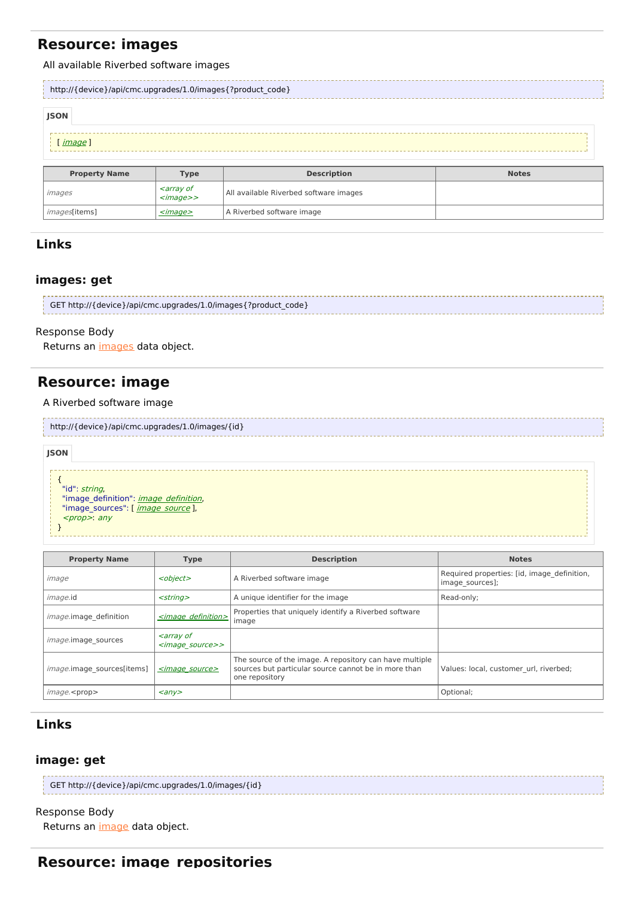## Resource: images

All available Riverbed software images

```
http://{device}/api/cmc.upgrades/1.0/images{?product_code}
```

**JSON**

```
[ image ]
```

| Property Name | Type | Description | Notes |
| --- | --- | --- | --- |
| *images* | <array of <image>> | All available Riverbed software images | |
| *images*[items] | <image> | A Riverbed software image | |

### Links

#### images: get

```
GET http://{device}/api/cmc.upgrades/1.0/images{?product_code}
```

Response Body

Returns an images data object.

## Resource: image

A Riverbed software image

```
http://{device}/api/cmc.upgrades/1.0/images/{id}
```

**JSON**

```
{
  "id": string,
  "image_definition": image_definition,
  "image_sources": [ image_source ],
  <prop>: any
}
```

| Property Name | Type | Description | Notes |
| --- | --- | --- | --- |
| *image* | <object> | A Riverbed software image | Required properties: [id, image_definition, image_sources]; |
| *image*.id | <string> | A unique identifier for the image | Read-only; |
| *image*.image_definition | <image_definition> | Properties that uniquely identify a Riverbed software image | |
| *image*.image_sources | <array of <image_source>> | | |
| *image*.image_sources[items] | <image_source> | The source of the image. A repository can have multiple sources but particular source cannot be in more than one repository | Values: local, customer_url, riverbed; |
| *image*.<prop> | <any> | | Optional; |

### Links

#### image: get

```
GET http://{device}/api/cmc.upgrades/1.0/images/{id}
```

Response Body

Returns an image data object.

## Resource: image_repositories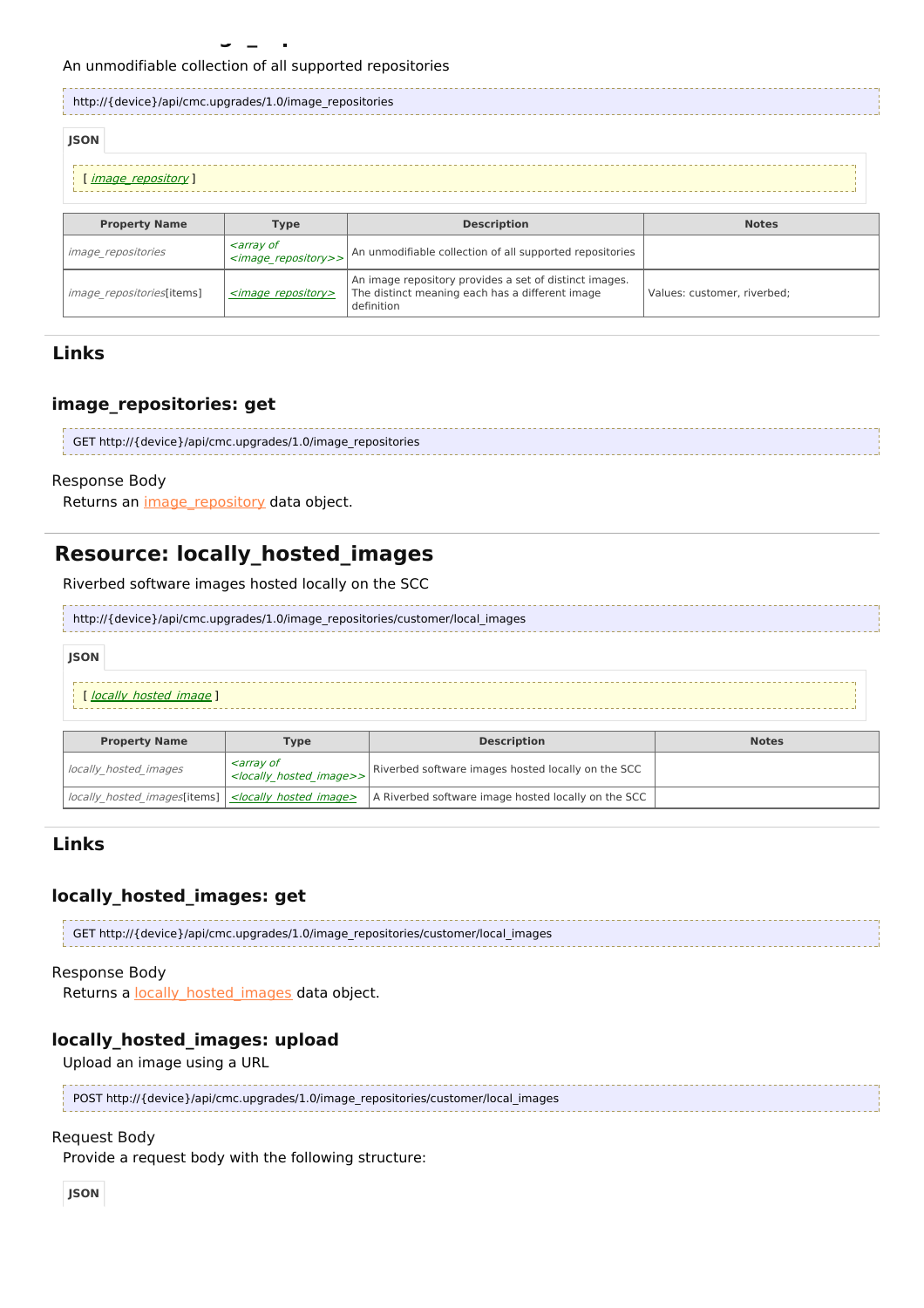An unmodifiable collection of all supported repositories

```
http://{device}/api/cmc.upgrades/1.0/image_repositories
```

**JSON**

```
[ image_repository ]
```

| Property Name | Type | Description | Notes |
|---|---|---|---|
| *image_repositories* | *<array of <image_repository>>* | An unmodifiable collection of all supported repositories | |
| *image_repositories*[items] | *<image_repository>* | An image repository provides a set of distinct images. The distinct meaning each has a different image definition | Values: customer, riverbed; |

## Links

### image_repositories: get

```
GET http://{device}/api/cmc.upgrades/1.0/image_repositories
```

Response Body

Returns an image_repository data object.

# Resource: locally_hosted_images

Riverbed software images hosted locally on the SCC

```
http://{device}/api/cmc.upgrades/1.0/image_repositories/customer/local_images
```

**JSON**

```
[ locally_hosted_image ]
```

| Property Name | Type | Description | Notes |
|---|---|---|---|
| *locally_hosted_images* | *<array of <locally_hosted_image>>* | Riverbed software images hosted locally on the SCC | |
| *locally_hosted_images*[items] | *<locally_hosted_image>* | A Riverbed software image hosted locally on the SCC | |

## Links

### locally_hosted_images: get

```
GET http://{device}/api/cmc.upgrades/1.0/image_repositories/customer/local_images
```

Response Body

Returns a locally_hosted_images data object.

### locally_hosted_images: upload

Upload an image using a URL

```
POST http://{device}/api/cmc.upgrades/1.0/image_repositories/customer/local_images
```

Request Body

Provide a request body with the following structure:

**JSON**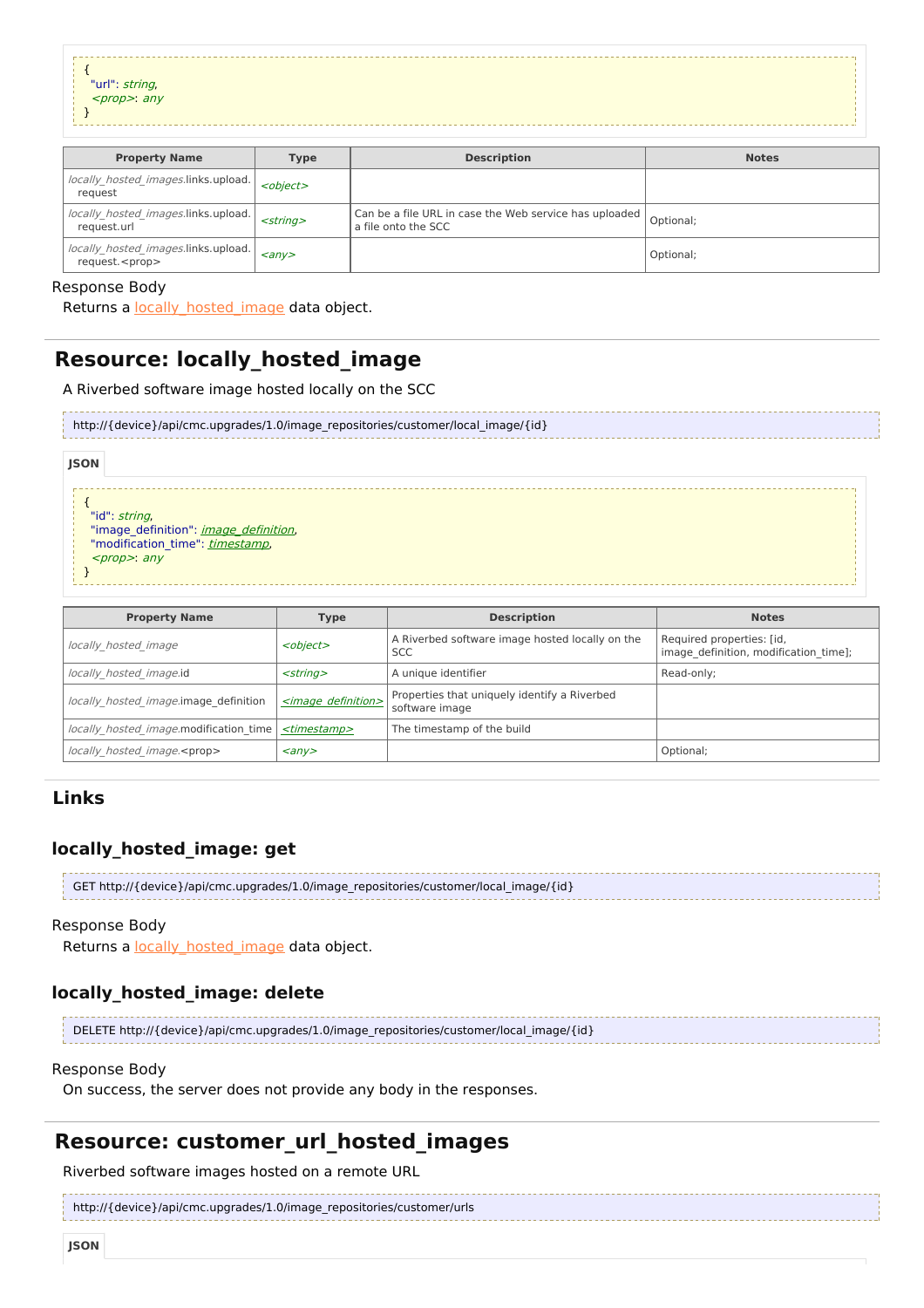```
{
  "url": string,
  <prop>: any
}
```

| Property Name | Type | Description | Notes |
|---|---|---|---|
| *locally_hosted_images*.links.upload.request | <object> | | |
| *locally_hosted_images*.links.upload.request.url | <string> | Can be a file URL in case the Web service has uploaded a file onto the SCC | Optional; |
| *locally_hosted_images*.links.upload.request.<prop> | <any> | | Optional; |

Response Body

Returns a locally_hosted_image data object.

## Resource: locally_hosted_image

A Riverbed software image hosted locally on the SCC

```
http://{device}/api/cmc.upgrades/1.0/image_repositories/customer/local_image/{id}
```

**JSON**

```
{
  "id": string,
  "image_definition": image_definition,
  "modification_time": timestamp,
  <prop>: any
}
```

| Property Name | Type | Description | Notes |
|---|---|---|---|
| *locally_hosted_image* | <object> | A Riverbed software image hosted locally on the SCC | Required properties: [id, image_definition, modification_time]; |
| *locally_hosted_image*.id | <string> | A unique identifier | Read-only; |
| *locally_hosted_image*.image_definition | <image_definition> | Properties that uniquely identify a Riverbed software image | |
| *locally_hosted_image*.modification_time | <timestamp> | The timestamp of the build | |
| *locally_hosted_image*.<prop> | <any> | | Optional; |

## Links

### locally_hosted_image: get

```
GET http://{device}/api/cmc.upgrades/1.0/image_repositories/customer/local_image/{id}
```

Response Body

Returns a locally_hosted_image data object.

### locally_hosted_image: delete

```
DELETE http://{device}/api/cmc.upgrades/1.0/image_repositories/customer/local_image/{id}
```

Response Body

On success, the server does not provide any body in the responses.

## Resource: customer_url_hosted_images

Riverbed software images hosted on a remote URL

```
http://{device}/api/cmc.upgrades/1.0/image_repositories/customer/urls
```

**JSON**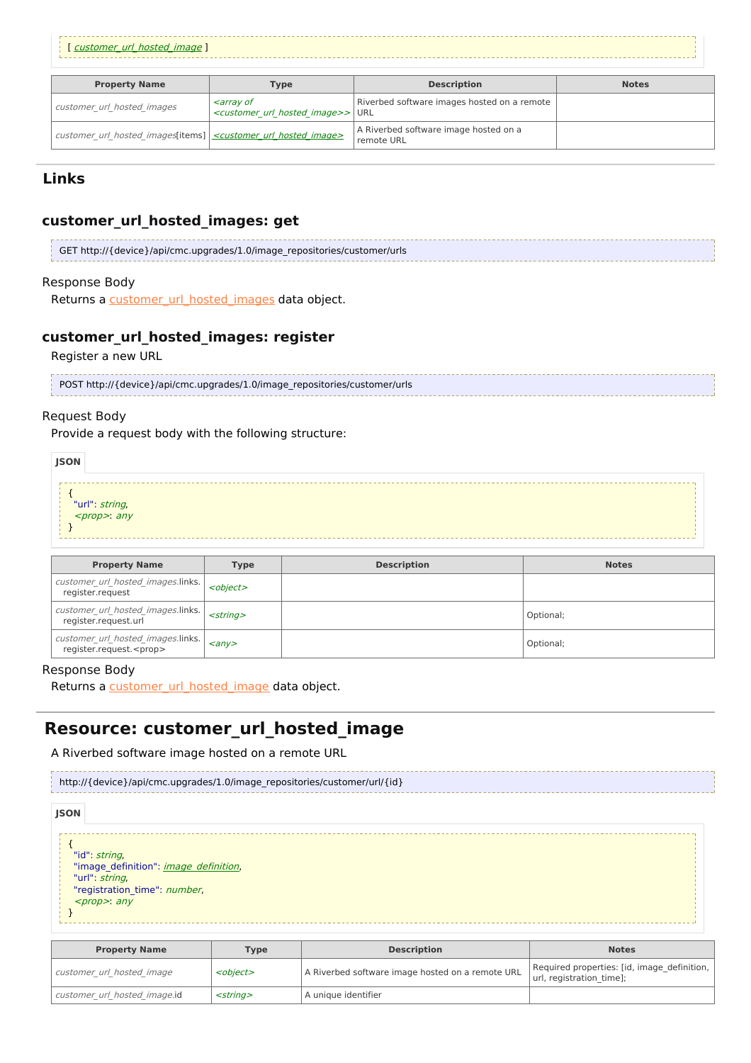```
[ customer_url_hosted_image ]
```

| Property Name | Type | Description | Notes |
|---|---|---|---|
| *customer_url_hosted_images* | <array of <customer_url_hosted_image>> | Riverbed software images hosted on a remote URL | |
| *customer_url_hosted_images*[items] | <customer_url_hosted_image> | A Riverbed software image hosted on a remote URL | |

## Links

### customer_url_hosted_images: get

```
GET http://{device}/api/cmc.upgrades/1.0/image_repositories/customer/urls
```

Response Body

Returns a customer_url_hosted_images data object.

### customer_url_hosted_images: register

Register a new URL

```
POST http://{device}/api/cmc.upgrades/1.0/image_repositories/customer/urls
```

Request Body

Provide a request body with the following structure:

JSON

```
{
  "url": string,
  <prop>: any
}
```

| Property Name | Type | Description | Notes |
|---|---|---|---|
| *customer_url_hosted_images*.links.register.request | <object> | | |
| *customer_url_hosted_images*.links.register.request.url | <string> | | Optional; |
| *customer_url_hosted_images*.links.register.request.<prop> | <any> | | Optional; |

Response Body

Returns a customer_url_hosted_image data object.

## Resource: customer_url_hosted_image

A Riverbed software image hosted on a remote URL

```
http://{device}/api/cmc.upgrades/1.0/image_repositories/customer/url/{id}
```

JSON

```
{
  "id": string,
  "image_definition": image_definition,
  "url": string,
  "registration_time": number,
  <prop>: any
}
```

| Property Name | Type | Description | Notes |
|---|---|---|---|
| *customer_url_hosted_image* | <object> | A Riverbed software image hosted on a remote URL | Required properties: [id, image_definition, url, registration_time]; |
| *customer_url_hosted_image*.id | <string> | A unique identifier | |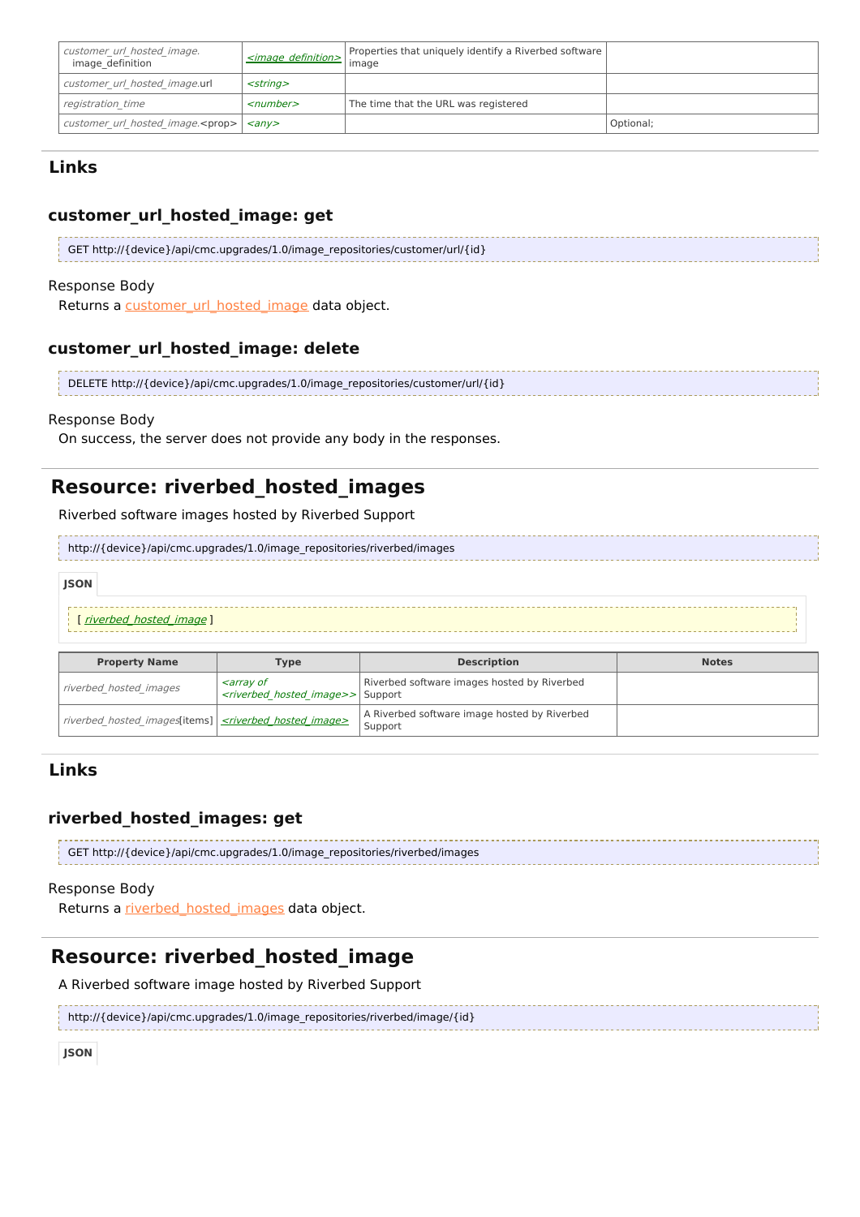| | | | |
|---|---|---|---|
| *customer_url_hosted_image.* image_definition | *<image_definition>* | Properties that uniquely identify a Riverbed software image | |
| *customer_url_hosted_image.*url | *<string>* | | |
| *registration_time* | *<number>* | The time that the URL was registered | |
| *customer_url_hosted_image.*<prop> | *<any>* | | Optional; |

## Links

### customer_url_hosted_image: get

```
GET http://{device}/api/cmc.upgrades/1.0/image_repositories/customer/url/{id}
```

Response Body

Returns a customer_url_hosted_image data object.

### customer_url_hosted_image: delete

```
DELETE http://{device}/api/cmc.upgrades/1.0/image_repositories/customer/url/{id}
```

Response Body

On success, the server does not provide any body in the responses.

# Resource: riverbed_hosted_images

Riverbed software images hosted by Riverbed Support

```
http://{device}/api/cmc.upgrades/1.0/image_repositories/riverbed/images
```

**JSON**

```
[ riverbed_hosted_image ]
```

| Property Name | Type | Description | Notes |
|---|---|---|---|
| *riverbed_hosted_images* | *<array of <riverbed_hosted_image>>* | Riverbed software images hosted by Riverbed Support | |
| *riverbed_hosted_images*[items] | *<riverbed_hosted_image>* | A Riverbed software image hosted by Riverbed Support | |

## Links

### riverbed_hosted_images: get

```
GET http://{device}/api/cmc.upgrades/1.0/image_repositories/riverbed/images
```

Response Body

Returns a riverbed_hosted_images data object.

# Resource: riverbed_hosted_image

A Riverbed software image hosted by Riverbed Support

```
http://{device}/api/cmc.upgrades/1.0/image_repositories/riverbed/image/{id}
```

**JSON**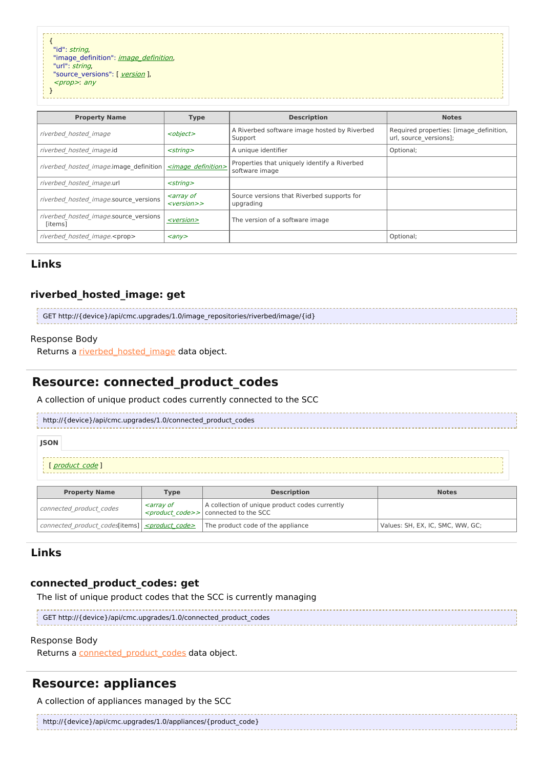```
{
  "id": string,
  "image_definition": image_definition,
  "url": string,
  "source_versions": [ version ],
  <prop>: any
}
```

| Property Name | Type | Description | Notes |
|---|---|---|---|
| *riverbed_hosted_image* | *<object>* | A Riverbed software image hosted by Riverbed Support | Required properties: [image_definition, url, source_versions]; |
| *riverbed_hosted_image*.id | *<string>* | A unique identifier | Optional; |
| *riverbed_hosted_image*.image_definition | *<image_definition>* | Properties that uniquely identify a Riverbed software image | |
| *riverbed_hosted_image*.url | *<string>* | | |
| *riverbed_hosted_image*.source_versions | *<array of <version>>* | Source versions that Riverbed supports for upgrading | |
| *riverbed_hosted_image*.source_versions [items] | *<version>* | The version of a software image | |
| *riverbed_hosted_image*.<prop> | *<any>* | | Optional; |

## Links

### riverbed_hosted_image: get

```
GET http://{device}/api/cmc.upgrades/1.0/image_repositories/riverbed/image/{id}
```

Response Body

Returns a riverbed_hosted_image data object.

# Resource: connected_product_codes

A collection of unique product codes currently connected to the SCC

```
http://{device}/api/cmc.upgrades/1.0/connected_product_codes
```

**JSON**

```
[ product_code ]
```

| Property Name | Type | Description | Notes |
|---|---|---|---|
| *connected_product_codes* | *<array of <product_code>>* | A collection of unique product codes currently connected to the SCC | |
| *connected_product_codes*[items] | *<product_code>* | The product code of the appliance | Values: SH, EX, IC, SMC, WW, GC; |

## Links

### connected_product_codes: get

The list of unique product codes that the SCC is currently managing

```
GET http://{device}/api/cmc.upgrades/1.0/connected_product_codes
```

Response Body

Returns a connected_product_codes data object.

# Resource: appliances

A collection of appliances managed by the SCC

```
http://{device}/api/cmc.upgrades/1.0/appliances/{product_code}
```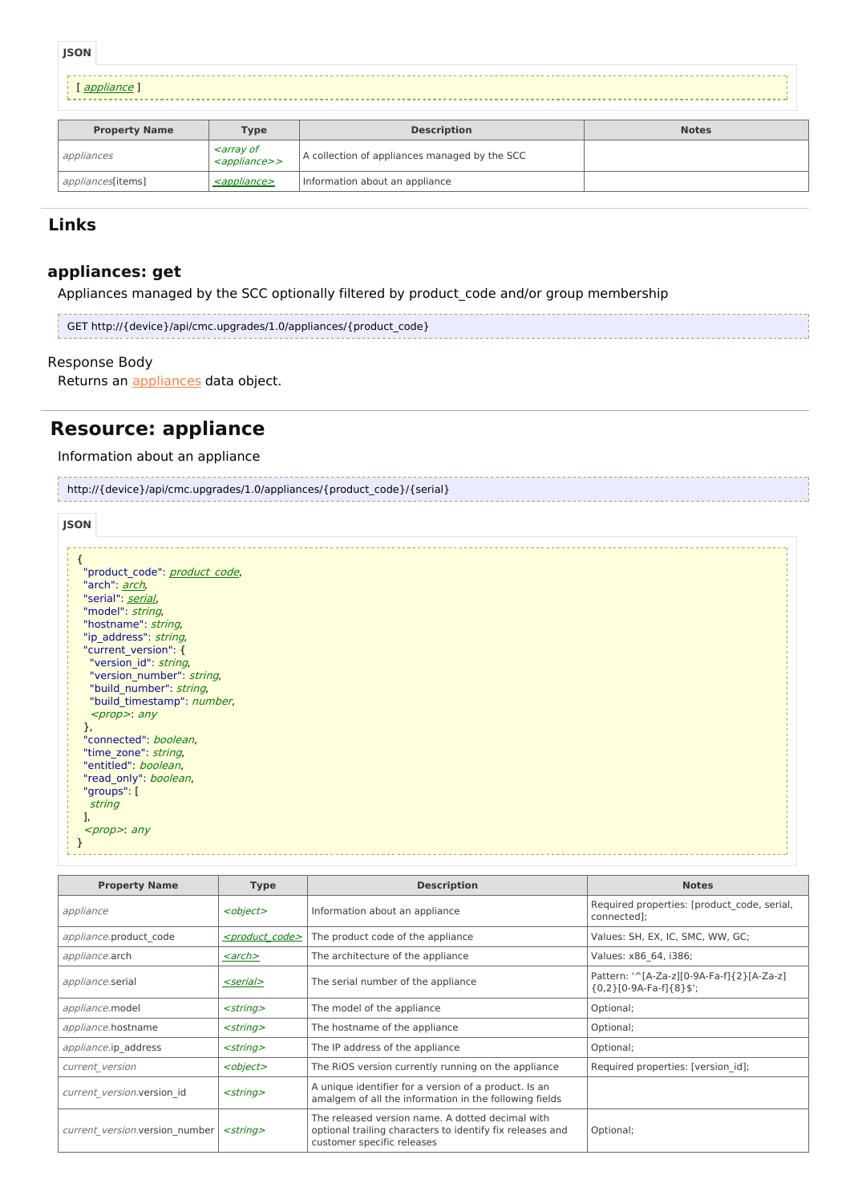**JSON**

```
[ appliance ]
```

| Property Name | Type | Description | Notes |
|---|---|---|---|
| *appliances* | *<array of <appliance>>* | A collection of appliances managed by the SCC | |
| *appliances*[items] | *<appliance>* | Information about an appliance | |

## Links

### appliances: get

Appliances managed by the SCC optionally filtered by product_code and/or group membership

```
GET http://{device}/api/cmc.upgrades/1.0/appliances/{product_code}
```

Response Body

Returns an appliances data object.

## Resource: appliance

Information about an appliance

```
http://{device}/api/cmc.upgrades/1.0/appliances/{product_code}/{serial}
```

**JSON**

```
{
  "product_code": product_code,
  "arch": arch,
  "serial": serial,
  "model": string,
  "hostname": string,
  "ip_address": string,
  "current_version": {
    "version_id": string,
    "version_number": string,
    "build_number": string,
    "build_timestamp": number,
    <prop>: any
  },
  "connected": boolean,
  "time_zone": string,
  "entitled": boolean,
  "read_only": boolean,
  "groups": [
    string
  ],
  <prop>: any
}
```

| Property Name | Type | Description | Notes |
|---|---|---|---|
| *appliance* | *<object>* | Information about an appliance | Required properties: [product_code, serial, connected]; |
| *appliance*.product_code | *<product_code>* | The product code of the appliance | Values: SH, EX, IC, SMC, WW, GC; |
| *appliance*.arch | *<arch>* | The architecture of the appliance | Values: x86_64, i386; |
| *appliance*.serial | *<serial>* | The serial number of the appliance | Pattern: '^[A-Za-z][0-9A-Fa-f]{2}[A-Za-z]{0,2}[0-9A-Fa-f]{8}$'; |
| *appliance*.model | *<string>* | The model of the appliance | Optional; |
| *appliance*.hostname | *<string>* | The hostname of the appliance | Optional; |
| *appliance*.ip_address | *<string>* | The IP address of the appliance | Optional; |
| *current_version* | *<object>* | The RiOS version currently running on the appliance | Required properties: [version_id]; |
| *current_version*.version_id | *<string>* | A unique identifier for a version of a product. Is an amalgem of all the information in the following fields | |
| *current_version*.version_number | *<string>* | The released version name. A dotted decimal with optional trailing characters to identify fix releases and customer specific releases | Optional; |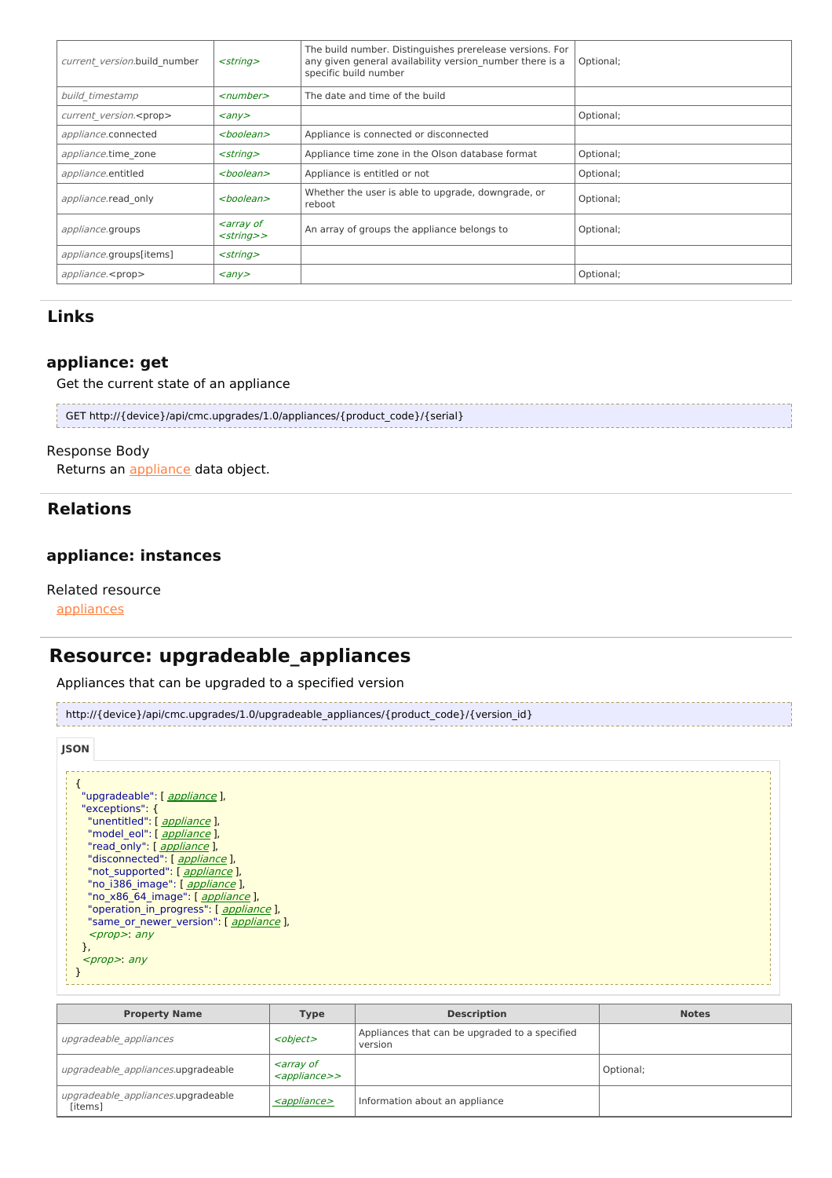| | | | |
|---|---|---|---|
| *current_version*.build_number | *<string>* | The build number. Distinguishes prerelease versions. For any given general availability version_number there is a specific build number | Optional; |
| *build_timestamp* | *<number>* | The date and time of the build | |
| *current_version*.<prop> | *<any>* | | Optional; |
| *appliance*.connected | *<boolean>* | Appliance is connected or disconnected | |
| *appliance*.time_zone | *<string>* | Appliance time zone in the Olson database format | Optional; |
| *appliance*.entitled | *<boolean>* | Appliance is entitled or not | Optional; |
| *appliance*.read_only | *<boolean>* | Whether the user is able to upgrade, downgrade, or reboot | Optional; |
| *appliance*.groups | *<array of <string>>* | An array of groups the appliance belongs to | Optional; |
| *appliance*.groups[items] | *<string>* | | |
| *appliance*.<prop> | *<any>* | | Optional; |

## Links

### appliance: get

Get the current state of an appliance

```
GET http://{device}/api/cmc.upgrades/1.0/appliances/{product_code}/{serial}
```

Response Body

Returns an appliance data object.

## Relations

### appliance: instances

Related resource

appliances

# Resource: upgradeable_appliances

Appliances that can be upgraded to a specified version

```
http://{device}/api/cmc.upgrades/1.0/upgradeable_appliances/{product_code}/{version_id}
```

**JSON**

```
{
  "upgradeable": [ appliance ],
  "exceptions": {
    "unentitled": [ appliance ],
    "model_eol": [ appliance ],
    "read_only": [ appliance ],
    "disconnected": [ appliance ],
    "not_supported": [ appliance ],
    "no_i386_image": [ appliance ],
    "no_x86_64_image": [ appliance ],
    "operation_in_progress": [ appliance ],
    "same_or_newer_version": [ appliance ],
    <prop>: any
  },
  <prop>: any
}
```

| Property Name | Type | Description | Notes |
|---|---|---|---|
| *upgradeable_appliances* | *<object>* | Appliances that can be upgraded to a specified version | |
| *upgradeable_appliances*.upgradeable | *<array of <appliance>>* | | Optional; |
| *upgradeable_appliances*.upgradeable [items] | *<appliance>* | Information about an appliance | |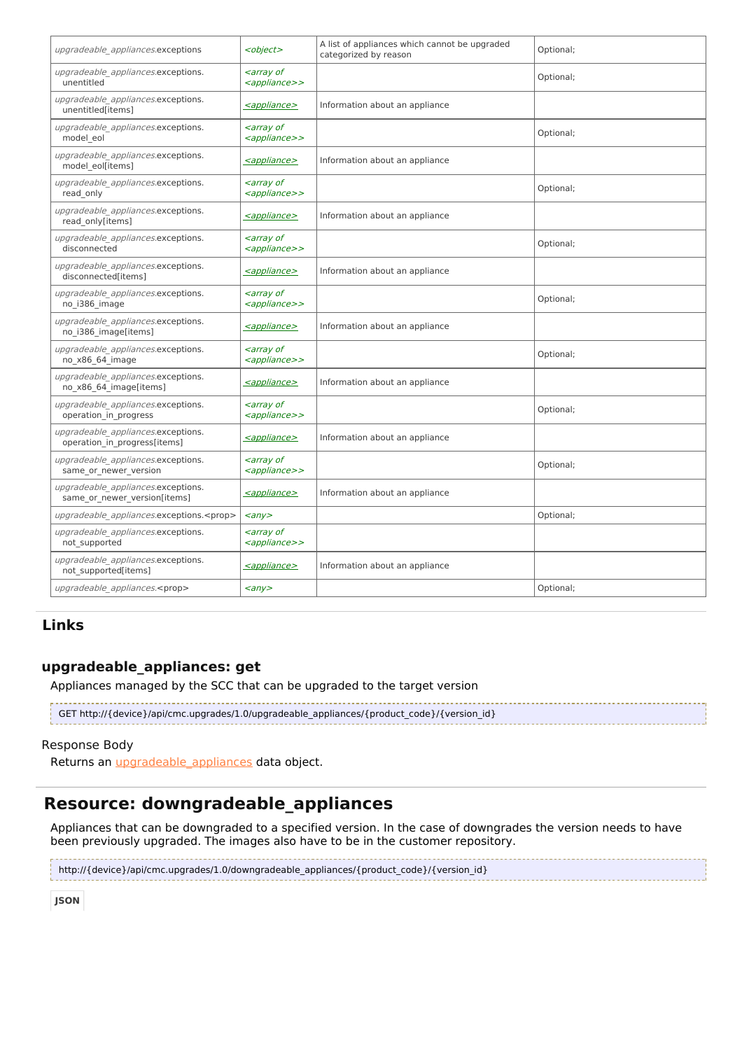| | | | |
|---|---|---|---|
| *upgradeable_appliances*.exceptions | *<object>* | A list of appliances which cannot be upgraded categorized by reason | Optional; |
| *upgradeable_appliances*.exceptions.unentitled | *<array of <appliance>>* | | Optional; |
| *upgradeable_appliances*.exceptions.unentitled[items] | *<appliance>* | Information about an appliance | |
| *upgradeable_appliances*.exceptions.model_eol | *<array of <appliance>>* | | Optional; |
| *upgradeable_appliances*.exceptions.model_eol[items] | *<appliance>* | Information about an appliance | |
| *upgradeable_appliances*.exceptions.read_only | *<array of <appliance>>* | | Optional; |
| *upgradeable_appliances*.exceptions.read_only[items] | *<appliance>* | Information about an appliance | |
| *upgradeable_appliances*.exceptions.disconnected | *<array of <appliance>>* | | Optional; |
| *upgradeable_appliances*.exceptions.disconnected[items] | *<appliance>* | Information about an appliance | |
| *upgradeable_appliances*.exceptions.no_i386_image | *<array of <appliance>>* | | Optional; |
| *upgradeable_appliances*.exceptions.no_i386_image[items] | *<appliance>* | Information about an appliance | |
| *upgradeable_appliances*.exceptions.no_x86_64_image | *<array of <appliance>>* | | Optional; |
| *upgradeable_appliances*.exceptions.no_x86_64_image[items] | *<appliance>* | Information about an appliance | |
| *upgradeable_appliances*.exceptions.operation_in_progress | *<array of <appliance>>* | | Optional; |
| *upgradeable_appliances*.exceptions.operation_in_progress[items] | *<appliance>* | Information about an appliance | |
| *upgradeable_appliances*.exceptions.same_or_newer_version | *<array of <appliance>>* | | Optional; |
| *upgradeable_appliances*.exceptions.same_or_newer_version[items] | *<appliance>* | Information about an appliance | |
| *upgradeable_appliances*.exceptions.<prop> | *<any>* | | Optional; |
| *upgradeable_appliances*.exceptions.not_supported | *<array of <appliance>>* | | |
| *upgradeable_appliances*.exceptions.not_supported[items] | *<appliance>* | Information about an appliance | |
| *upgradeable_appliances*.<prop> | *<any>* | | Optional; |

## Links

### upgradeable_appliances: get

Appliances managed by the SCC that can be upgraded to the target version

```
GET http://{device}/api/cmc.upgrades/1.0/upgradeable_appliances/{product_code}/{version_id}
```

Response Body

Returns an upgradeable_appliances data object.

## Resource: downgradeable_appliances

Appliances that can be downgraded to a specified version. In the case of downgrades the version needs to have been previously upgraded. The images also have to be in the customer repository.

```
http://{device}/api/cmc.upgrades/1.0/downgradeable_appliances/{product_code}/{version_id}
```

**JSON**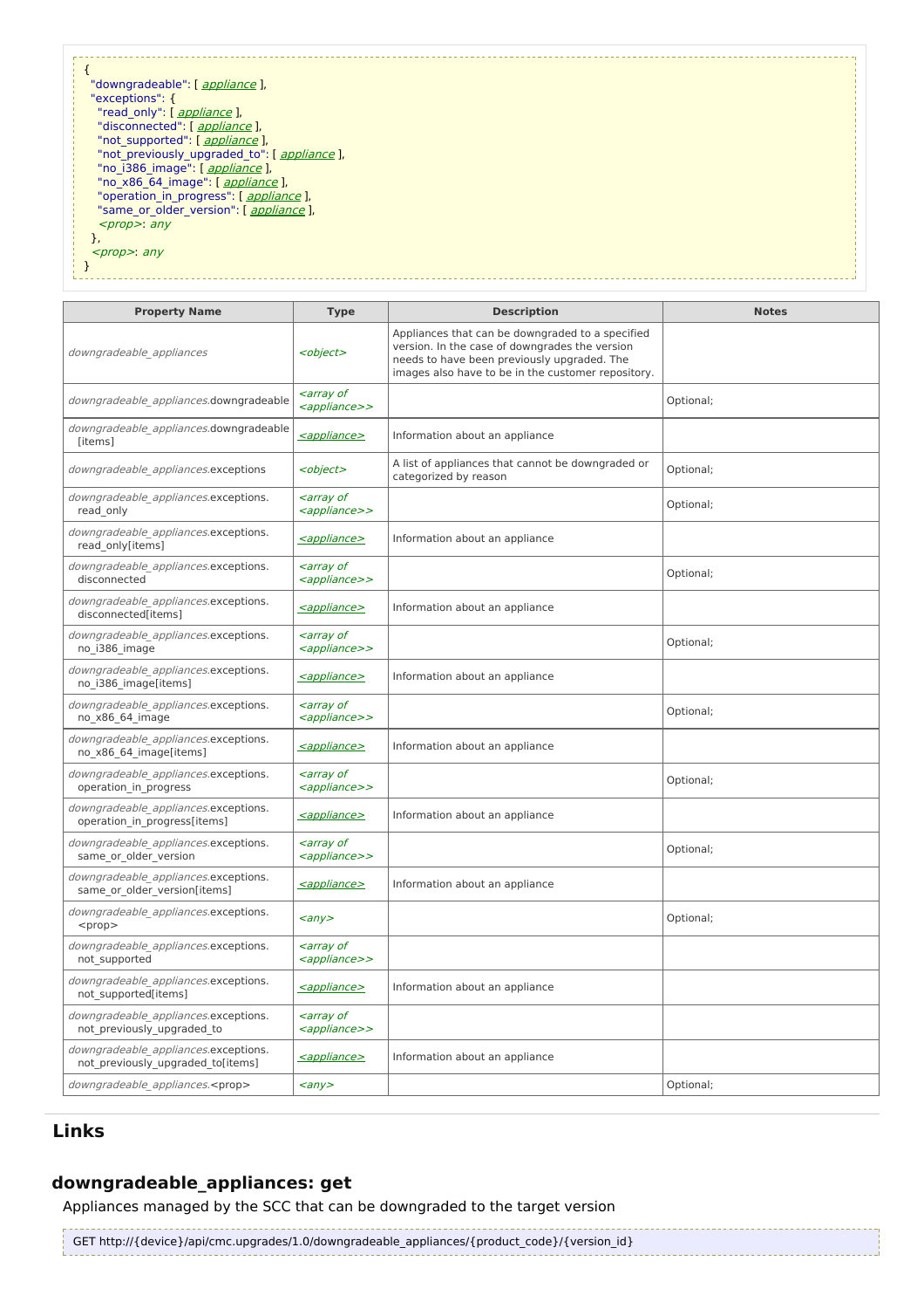```
{
  "downgradeable": [ appliance ],
  "exceptions": {
    "read_only": [ appliance ],
    "disconnected": [ appliance ],
    "not_supported": [ appliance ],
    "not_previously_upgraded_to": [ appliance ],
    "no_i386_image": [ appliance ],
    "no_x86_64_image": [ appliance ],
    "operation_in_progress": [ appliance ],
    "same_or_older_version": [ appliance ],
    <prop>: any
  },
  <prop>: any
}
```

| Property Name | Type | Description | Notes |
|---|---|---|---|
| *downgradeable_appliances* | *<object>* | Appliances that can be downgraded to a specified version. In the case of downgrades the version needs to have been previously upgraded. The images also have to be in the customer repository. | |
| *downgradeable_appliances*.downgradeable | *<array of <appliance>>* | | Optional; |
| *downgradeable_appliances*.downgradeable [items] | *<appliance>* | Information about an appliance | |
| *downgradeable_appliances*.exceptions | *<object>* | A list of appliances that cannot be downgraded or categorized by reason | Optional; |
| *downgradeable_appliances*.exceptions. read_only | *<array of <appliance>>* | | Optional; |
| *downgradeable_appliances*.exceptions. read_only[items] | *<appliance>* | Information about an appliance | |
| *downgradeable_appliances*.exceptions. disconnected | *<array of <appliance>>* | | Optional; |
| *downgradeable_appliances*.exceptions. disconnected[items] | *<appliance>* | Information about an appliance | |
| *downgradeable_appliances*.exceptions. no_i386_image | *<array of <appliance>>* | | Optional; |
| *downgradeable_appliances*.exceptions. no_i386_image[items] | *<appliance>* | Information about an appliance | |
| *downgradeable_appliances*.exceptions. no_x86_64_image | *<array of <appliance>>* | | Optional; |
| *downgradeable_appliances*.exceptions. no_x86_64_image[items] | *<appliance>* | Information about an appliance | |
| *downgradeable_appliances*.exceptions. operation_in_progress | *<array of <appliance>>* | | Optional; |
| *downgradeable_appliances*.exceptions. operation_in_progress[items] | *<appliance>* | Information about an appliance | |
| *downgradeable_appliances*.exceptions. same_or_older_version | *<array of <appliance>>* | | Optional; |
| *downgradeable_appliances*.exceptions. same_or_older_version[items] | *<appliance>* | Information about an appliance | |
| *downgradeable_appliances*.exceptions. <prop> | *<any>* | | Optional; |
| *downgradeable_appliances*.exceptions. not_supported | *<array of <appliance>>* | | |
| *downgradeable_appliances*.exceptions. not_supported[items] | *<appliance>* | Information about an appliance | |
| *downgradeable_appliances*.exceptions. not_previously_upgraded_to | *<array of <appliance>>* | | |
| *downgradeable_appliances*.exceptions. not_previously_upgraded_to[items] | *<appliance>* | Information about an appliance | |
| *downgradeable_appliances*.<prop> | *<any>* | | Optional; |

## Links

## downgradeable_appliances: get

Appliances managed by the SCC that can be downgraded to the target version

```
GET http://{device}/api/cmc.upgrades/1.0/downgradeable_appliances/{product_code}/{version_id}
```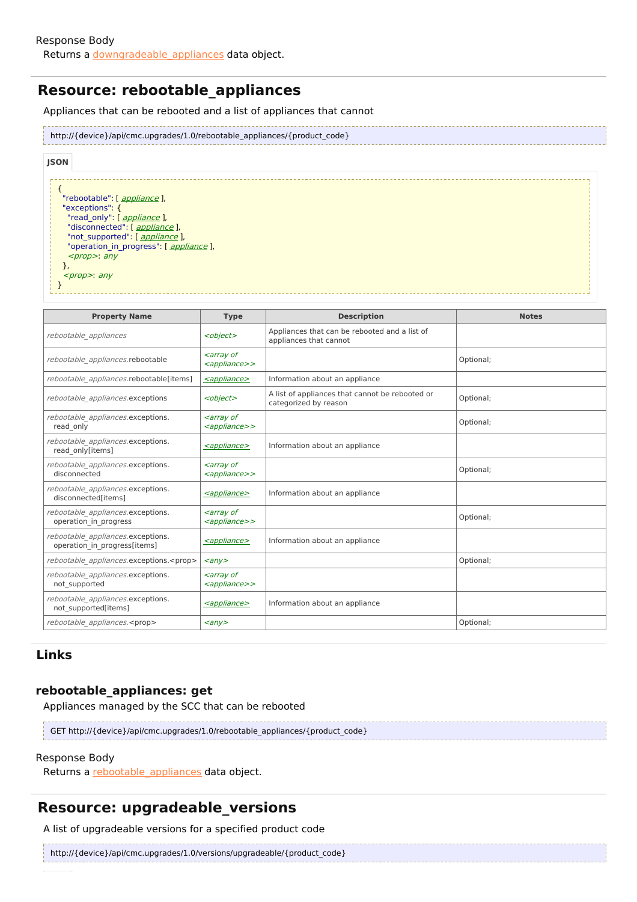Response Body

Returns a downgradeable_appliances data object.

## Resource: rebootable_appliances

Appliances that can be rebooted and a list of appliances that cannot

```
http://{device}/api/cmc.upgrades/1.0/rebootable_appliances/{product_code}
```

**JSON**

```
{
  "rebootable": [ appliance ],
  "exceptions": {
    "read_only": [ appliance ],
    "disconnected": [ appliance ],
    "not_supported": [ appliance ],
    "operation_in_progress": [ appliance ],
    <prop>: any
  },
  <prop>: any
}
```

| Property Name | Type | Description | Notes |
|---|---|---|---|
| *rebootable_appliances* | *<object>* | Appliances that can be rebooted and a list of appliances that cannot | |
| *rebootable_appliances.*rebootable | *<array of <appliance>>* | | Optional; |
| *rebootable_appliances.*rebootable[items] | *<appliance>* | Information about an appliance | |
| *rebootable_appliances.*exceptions | *<object>* | A list of appliances that cannot be rebooted or categorized by reason | Optional; |
| *rebootable_appliances.*exceptions.read_only | *<array of <appliance>>* | | Optional; |
| *rebootable_appliances.*exceptions.read_only[items] | *<appliance>* | Information about an appliance | |
| *rebootable_appliances.*exceptions.disconnected | *<array of <appliance>>* | | Optional; |
| *rebootable_appliances.*exceptions.disconnected[items] | *<appliance>* | Information about an appliance | |
| *rebootable_appliances.*exceptions.operation_in_progress | *<array of <appliance>>* | | Optional; |
| *rebootable_appliances.*exceptions.operation_in_progress[items] | *<appliance>* | Information about an appliance | |
| *rebootable_appliances.*exceptions.<prop> | *<any>* | | Optional; |
| *rebootable_appliances.*exceptions.not_supported | *<array of <appliance>>* | | |
| *rebootable_appliances.*exceptions.not_supported[items] | *<appliance>* | Information about an appliance | |
| *rebootable_appliances.*<prop> | *<any>* | | Optional; |

## Links

### rebootable_appliances: get

Appliances managed by the SCC that can be rebooted

```
GET http://{device}/api/cmc.upgrades/1.0/rebootable_appliances/{product_code}
```

Response Body

Returns a rebootable_appliances data object.

## Resource: upgradeable_versions

A list of upgradeable versions for a specified product code

```
http://{device}/api/cmc.upgrades/1.0/versions/upgradeable/{product_code}
```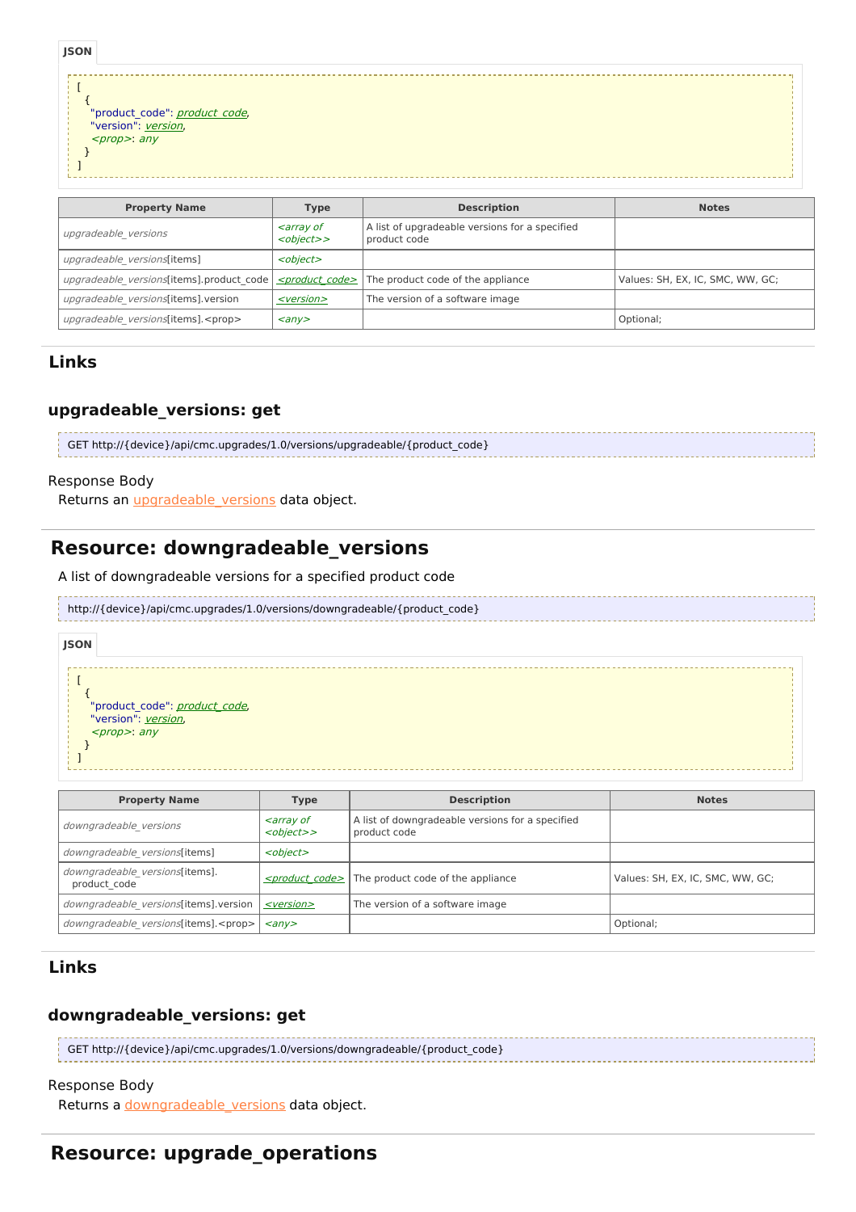**JSON**

```
[
  {
    "product_code": product_code,
    "version": version,
    <prop>: any
  }
]
```

| Property Name | Type | Description | Notes |
|---|---|---|---|
| *upgradeable_versions* | *<array of <object>>* | A list of upgradeable versions for a specified product code | |
| *upgradeable_versions*[items] | *<object>* | | |
| *upgradeable_versions*[items].product_code | *<product_code>* | The product code of the appliance | Values: SH, EX, IC, SMC, WW, GC; |
| *upgradeable_versions*[items].version | *<version>* | The version of a software image | |
| *upgradeable_versions*[items].<prop> | *<any>* | | Optional; |

## Links

### upgradeable_versions: get

```
GET http://{device}/api/cmc.upgrades/1.0/versions/upgradeable/{product_code}
```

Response Body

Returns an upgradeable_versions data object.

# Resource: downgradeable_versions

A list of downgradeable versions for a specified product code

```
http://{device}/api/cmc.upgrades/1.0/versions/downgradeable/{product_code}
```

**JSON**

```
[
  {
    "product_code": product_code,
    "version": version,
    <prop>: any
  }
]
```

| Property Name | Type | Description | Notes |
|---|---|---|---|
| *downgradeable_versions* | *<array of <object>>* | A list of downgradeable versions for a specified product code | |
| *downgradeable_versions*[items] | *<object>* | | |
| *downgradeable_versions*[items]. product_code | *<product_code>* | The product code of the appliance | Values: SH, EX, IC, SMC, WW, GC; |
| *downgradeable_versions*[items].version | *<version>* | The version of a software image | |
| *downgradeable_versions*[items].<prop> | *<any>* | | Optional; |

## Links

### downgradeable_versions: get

```
GET http://{device}/api/cmc.upgrades/1.0/versions/downgradeable/{product_code}
```

Response Body

Returns a downgradeable_versions data object.

# Resource: upgrade_operations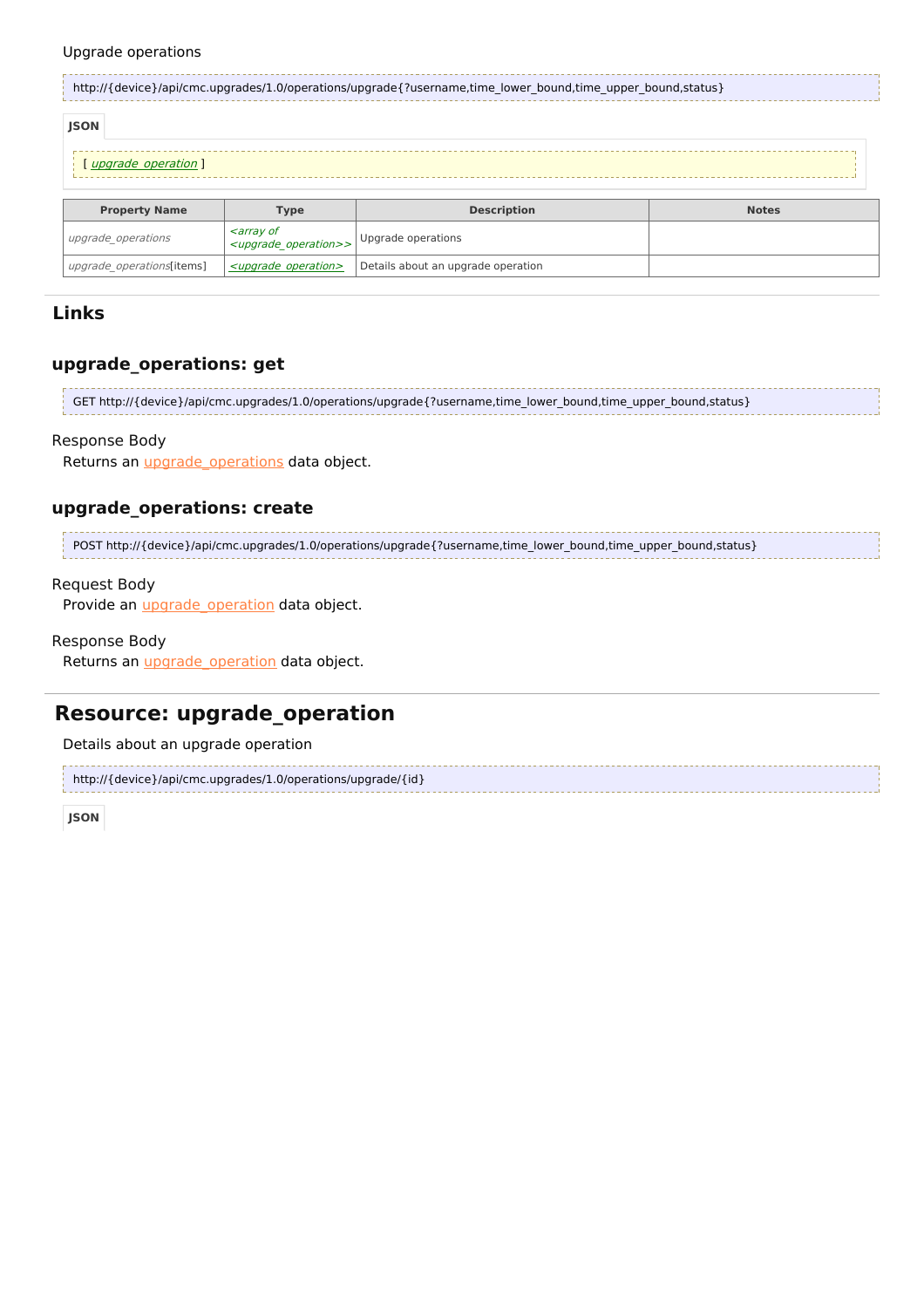Upgrade operations

```
http://{device}/api/cmc.upgrades/1.0/operations/upgrade{?username,time_lower_bound,time_upper_bound,status}
```

**JSON**

```
[ upgrade_operation ]
```

| Property Name | Type | Description | Notes |
|---|---|---|---|
| *upgrade_operations* | *<array of <upgrade_operation>>* | Upgrade operations | |
| *upgrade_operations*[items] | *<upgrade_operation>* | Details about an upgrade operation | |

## Links

### upgrade_operations: get

```
GET http://{device}/api/cmc.upgrades/1.0/operations/upgrade{?username,time_lower_bound,time_upper_bound,status}
```

Response Body

Returns an upgrade_operations data object.

### upgrade_operations: create

```
POST http://{device}/api/cmc.upgrades/1.0/operations/upgrade{?username,time_lower_bound,time_upper_bound,status}
```

Request Body

Provide an upgrade_operation data object.

Response Body

Returns an upgrade_operation data object.

## Resource: upgrade_operation

Details about an upgrade operation

```
http://{device}/api/cmc.upgrades/1.0/operations/upgrade/{id}
```

**JSON**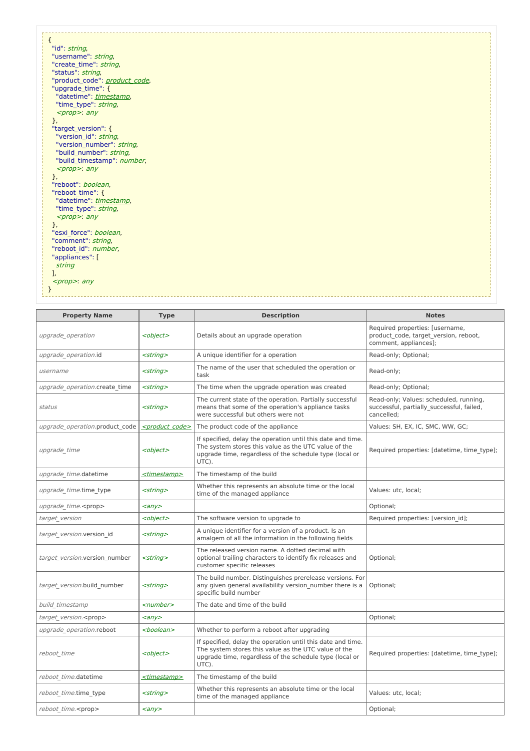```
{
  "id": string,
  "username": string,
  "create_time": string,
  "status": string,
  "product_code": product_code,
  "upgrade_time": {
    "datetime": timestamp,
    "time_type": string,
    <prop>: any
  },
  "target_version": {
    "version_id": string,
    "version_number": string,
    "build_number": string,
    "build_timestamp": number,
    <prop>: any
  },
  "reboot": boolean,
  "reboot_time": {
    "datetime": timestamp,
    "time_type": string,
    <prop>: any
  },
  "esxi_force": boolean,
  "comment": string,
  "reboot_id": number,
  "appliances": [
    string
  ],
  <prop>: any
}
```

| Property Name | Type | Description | Notes |
|---|---|---|---|
| *upgrade_operation* | *<object>* | Details about an upgrade operation | Required properties: [username, product_code, target_version, reboot, comment, appliances]; |
| *upgrade_operation*.id | *<string>* | A unique identifier for a operation | Read-only; Optional; |
| *username* | *<string>* | The name of the user that scheduled the operation or task | Read-only; |
| *upgrade_operation*.create_time | *<string>* | The time when the upgrade operation was created | Read-only; Optional; |
| *status* | *<string>* | The current state of the operation. Partially successful means that some of the operation's appliance tasks were successful but others were not | Read-only; Values: scheduled, running, successful, partially_successful, failed, cancelled; |
| *upgrade_operation*.product_code | *<product_code>* | The product code of the appliance | Values: SH, EX, IC, SMC, WW, GC; |
| *upgrade_time* | *<object>* | If specified, delay the operation until this date and time. The system stores this value as the UTC value of the upgrade time, regardless of the schedule type (local or UTC). | Required properties: [datetime, time_type]; |
| *upgrade_time*.datetime | *<timestamp>* | The timestamp of the build | |
| *upgrade_time*.time_type | *<string>* | Whether this represents an absolute time or the local time of the managed appliance | Values: utc, local; |
| *upgrade_time*.<prop> | *<any>* | | Optional; |
| *target_version* | *<object>* | The software version to upgrade to | Required properties: [version_id]; |
| *target_version*.version_id | *<string>* | A unique identifier for a version of a product. Is an amalgem of all the information in the following fields | |
| *target_version*.version_number | *<string>* | The released version name. A dotted decimal with optional trailing characters to identify fix releases and customer specific releases | Optional; |
| *target_version*.build_number | *<string>* | The build number. Distinguishes prerelease versions. For any given general availability version_number there is a specific build number | Optional; |
| *build_timestamp* | *<number>* | The date and time of the build | |
| *target_version*.<prop> | *<any>* | | Optional; |
| *upgrade_operation*.reboot | *<boolean>* | Whether to perform a reboot after upgrading | |
| *reboot_time* | *<object>* | If specified, delay the operation until this date and time. The system stores this value as the UTC value of the upgrade time, regardless of the schedule type (local or UTC). | Required properties: [datetime, time_type]; |
| *reboot_time*.datetime | *<timestamp>* | The timestamp of the build | |
| *reboot_time*.time_type | *<string>* | Whether this represents an absolute time or the local time of the managed appliance | Values: utc, local; |
| *reboot_time*.<prop> | *<any>* | | Optional; |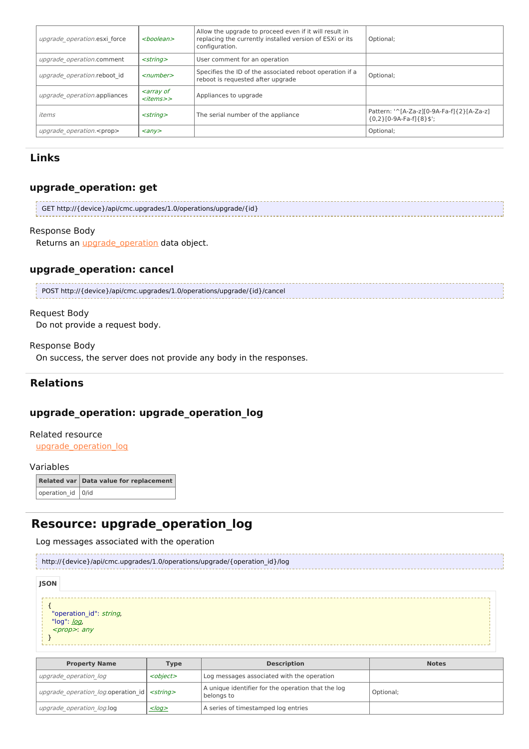| | | | |
|---|---|---|---|
| *upgrade_operation*.esxi_force | *<boolean>* | Allow the upgrade to proceed even if it will result in replacing the currently installed version of ESXi or its configuration. | Optional; |
| *upgrade_operation*.comment | *<string>* | User comment for an operation | |
| *upgrade_operation*.reboot_id | *<number>* | Specifies the ID of the associated reboot operation if a reboot is requested after upgrade | Optional; |
| *upgrade_operation*.appliances | *<array of <items>>* | Appliances to upgrade | |
| *items* | *<string>* | The serial number of the appliance | Pattern: '^[A-Za-z][0-9A-Fa-f]{2}[A-Za-z]{0,2}[0-9A-Fa-f]{8}$'; |
| *upgrade_operation*.<prop> | *<any>* | | Optional; |

## Links

### upgrade_operation: get

```
GET http://{device}/api/cmc.upgrades/1.0/operations/upgrade/{id}
```

Response Body

Returns an upgrade_operation data object.

### upgrade_operation: cancel

```
POST http://{device}/api/cmc.upgrades/1.0/operations/upgrade/{id}/cancel
```

Request Body

Do not provide a request body.

Response Body

On success, the server does not provide any body in the responses.

## Relations

### upgrade_operation: upgrade_operation_log

Related resource

upgrade_operation_log

Variables

| Related var | Data value for replacement |
|---|---|
| operation_id | 0/id |

# Resource: upgrade_operation_log

Log messages associated with the operation

```
http://{device}/api/cmc.upgrades/1.0/operations/upgrade/{operation_id}/log
```

**JSON**

```
{
  "operation_id": string,
  "log": log,
  <prop>: any
}
```

| Property Name | Type | Description | Notes |
|---|---|---|---|
| *upgrade_operation_log* | *<object>* | Log messages associated with the operation | |
| *upgrade_operation_log*.operation_id | *<string>* | A unique identifier for the operation that the log belongs to | Optional; |
| *upgrade_operation_log*.log | *<log>* | A series of timestamped log entries | |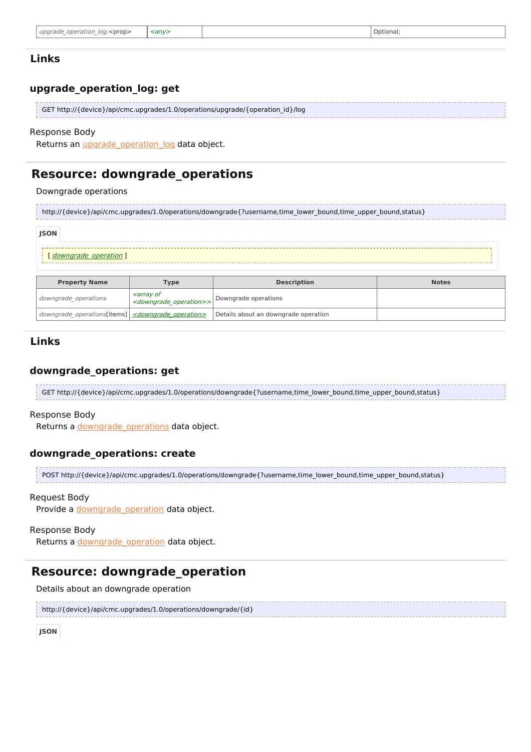| upgrade_operation_log.<prop> | <any> | | Optional; |
|---|---|---|---|

## Links

### upgrade_operation_log: get

```
GET http://{device}/api/cmc.upgrades/1.0/operations/upgrade/{operation_id}/log
```

Response Body

Returns an upgrade_operation_log data object.

## Resource: downgrade_operations

Downgrade operations

```
http://{device}/api/cmc.upgrades/1.0/operations/downgrade{?username,time_lower_bound,time_upper_bound,status}
```

JSON

```
[ downgrade_operation ]
```

| Property Name | Type | Description | Notes |
|---|---|---|---|
| downgrade_operations | <array of <downgrade_operation>> | Downgrade operations | |
| downgrade_operations[items] | <downgrade_operation> | Details about an downgrade operation | |

## Links

### downgrade_operations: get

```
GET http://{device}/api/cmc.upgrades/1.0/operations/downgrade{?username,time_lower_bound,time_upper_bound,status}
```

Response Body

Returns a downgrade_operations data object.

### downgrade_operations: create

```
POST http://{device}/api/cmc.upgrades/1.0/operations/downgrade{?username,time_lower_bound,time_upper_bound,status}
```

Request Body

Provide a downgrade_operation data object.

Response Body

Returns a downgrade_operation data object.

## Resource: downgrade_operation

Details about an downgrade operation

```
http://{device}/api/cmc.upgrades/1.0/operations/downgrade/{id}
```

JSON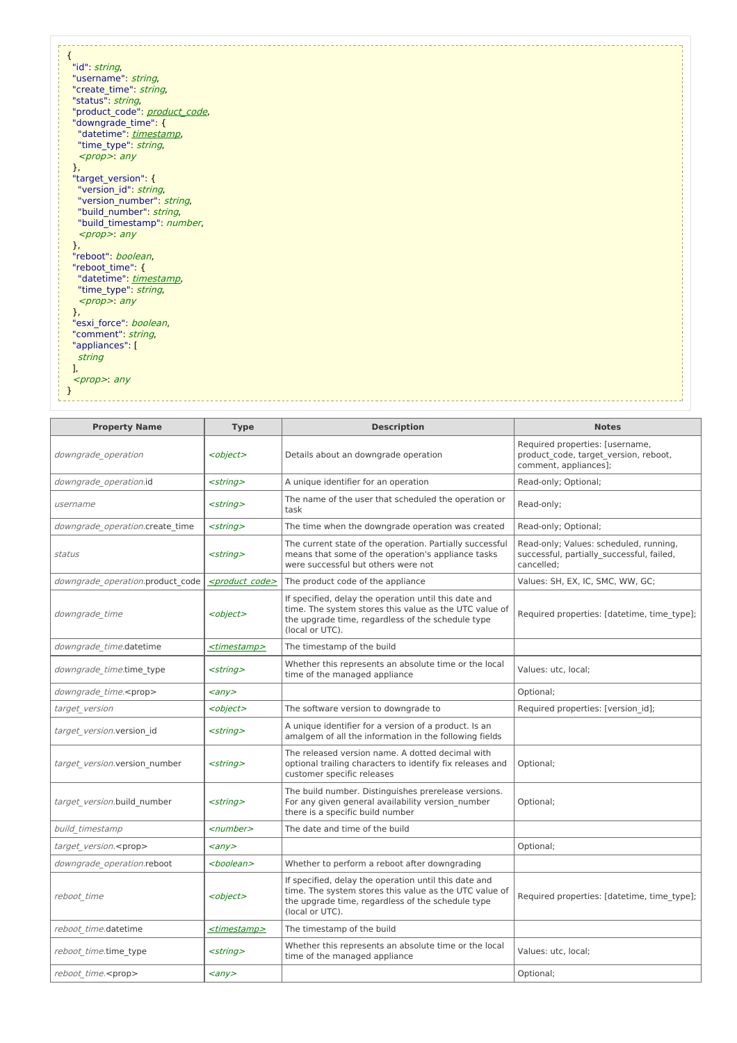```
{
  "id": string,
  "username": string,
  "create_time": string,
  "status": string,
  "product_code": product_code,
  "downgrade_time": {
    "datetime": timestamp,
    "time_type": string,
    <prop>: any
  },
  "target_version": {
    "version_id": string,
    "version_number": string,
    "build_number": string,
    "build_timestamp": number,
    <prop>: any
  },
  "reboot": boolean,
  "reboot_time": {
    "datetime": timestamp,
    "time_type": string,
    <prop>: any
  },
  "esxi_force": boolean,
  "comment": string,
  "appliances": [
    string
  ],
  <prop>: any
}
```

| Property Name | Type | Description | Notes |
|---|---|---|---|
| *downgrade_operation* | *<object>* | Details about an downgrade operation | Required properties: [username, product_code, target_version, reboot, comment, appliances]; |
| *downgrade_operation*.id | *<string>* | A unique identifier for an operation | Read-only; Optional; |
| *username* | *<string>* | The name of the user that scheduled the operation or task | Read-only; |
| *downgrade_operation*.create_time | *<string>* | The time when the downgrade operation was created | Read-only; Optional; |
| *status* | *<string>* | The current state of the operation. Partially successful means that some of the operation's appliance tasks were successful but others were not | Read-only; Values: scheduled, running, successful, partially_successful, failed, cancelled; |
| *downgrade_operation*.product_code | *<product_code>* | The product code of the appliance | Values: SH, EX, IC, SMC, WW, GC; |
| *downgrade_time* | *<object>* | If specified, delay the operation until this date and time. The system stores this value as the UTC value of the upgrade time, regardless of the schedule type (local or UTC). | Required properties: [datetime, time_type]; |
| *downgrade_time*.datetime | *<timestamp>* | The timestamp of the build | |
| *downgrade_time*.time_type | *<string>* | Whether this represents an absolute time or the local time of the managed appliance | Values: utc, local; |
| *downgrade_time*.<prop> | *<any>* | | Optional; |
| *target_version* | *<object>* | The software version to downgrade to | Required properties: [version_id]; |
| *target_version*.version_id | *<string>* | A unique identifier for a version of a product. Is an amalgem of all the information in the following fields | |
| *target_version*.version_number | *<string>* | The released version name. A dotted decimal with optional trailing characters to identify fix releases and customer specific releases | Optional; |
| *target_version*.build_number | *<string>* | The build number. Distinguishes prerelease versions. For any given general availability version_number there is a specific build number | Optional; |
| *build_timestamp* | *<number>* | The date and time of the build | |
| *target_version*.<prop> | *<any>* | | Optional; |
| *downgrade_operation*.reboot | *<boolean>* | Whether to perform a reboot after downgrading | |
| *reboot_time* | *<object>* | If specified, delay the operation until this date and time. The system stores this value as the UTC value of the upgrade time, regardless of the schedule type (local or UTC). | Required properties: [datetime, time_type]; |
| *reboot_time*.datetime | *<timestamp>* | The timestamp of the build | |
| *reboot_time*.time_type | *<string>* | Whether this represents an absolute time or the local time of the managed appliance | Values: utc, local; |
| *reboot_time*.<prop> | *<any>* | | Optional; |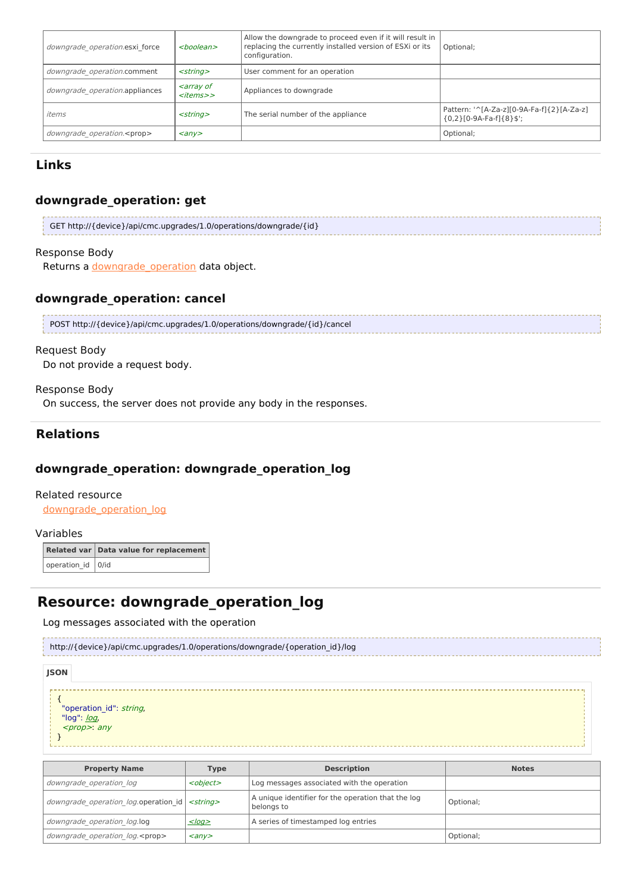| | | | |
|---|---|---|---|
| *downgrade_operation*.esxi_force | *<boolean>* | Allow the downgrade to proceed even if it will result in replacing the currently installed version of ESXi or its configuration. | Optional; |
| *downgrade_operation*.comment | *<string>* | User comment for an operation | |
| *downgrade_operation*.appliances | *<array of <items>>* | Appliances to downgrade | |
| *items* | *<string>* | The serial number of the appliance | Pattern: '^[A-Za-z][0-9A-Fa-f]{2}[A-Za-z]{0,2}[0-9A-Fa-f]{8}$'; |
| *downgrade_operation*.<prop> | *<any>* | | Optional; |

## Links

### downgrade_operation: get

```
GET http://{device}/api/cmc.upgrades/1.0/operations/downgrade/{id}
```

Response Body

Returns a downgrade_operation data object.

### downgrade_operation: cancel

```
POST http://{device}/api/cmc.upgrades/1.0/operations/downgrade/{id}/cancel
```

Request Body

Do not provide a request body.

Response Body

On success, the server does not provide any body in the responses.

## Relations

### downgrade_operation: downgrade_operation_log

Related resource

downgrade_operation_log

Variables

| Related var | Data value for replacement |
|---|---|
| operation_id | 0/id |

# Resource: downgrade_operation_log

Log messages associated with the operation

```
http://{device}/api/cmc.upgrades/1.0/operations/downgrade/{operation_id}/log
```

**JSON**

```
{
  "operation_id": string,
  "log": log,
  <prop>: any
}
```

| Property Name | Type | Description | Notes |
|---|---|---|---|
| *downgrade_operation_log* | *<object>* | Log messages associated with the operation | |
| *downgrade_operation_log*.operation_id | *<string>* | A unique identifier for the operation that the log belongs to | Optional; |
| *downgrade_operation_log*.log | *<log>* | A series of timestamped log entries | |
| *downgrade_operation_log*.<prop> | *<any>* | | Optional; |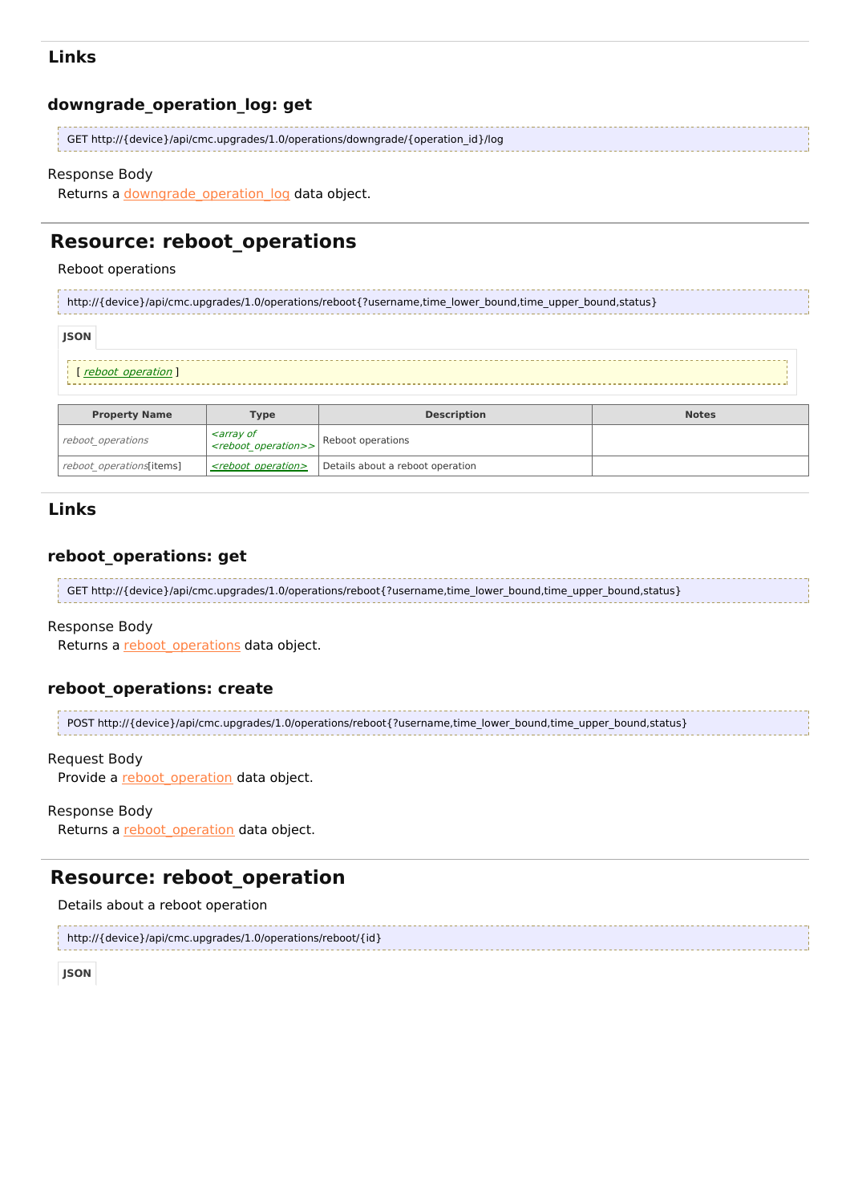### Links

### downgrade_operation_log: get

```
GET http://{device}/api/cmc.upgrades/1.0/operations/downgrade/{operation_id}/log
```

Response Body
Returns a downgrade_operation_log data object.

## Resource: reboot_operations

Reboot operations

```
http://{device}/api/cmc.upgrades/1.0/operations/reboot{?username,time_lower_bound,time_upper_bound,status}
```

**JSON**

```
[ reboot_operation ]
```

| Property Name | Type | Description | Notes |
|---|---|---|---|
| *reboot_operations* | *<array of <reboot_operation>>* | Reboot operations | |
| *reboot_operations*[items] | *<reboot_operation>* | Details about a reboot operation | |

### Links

### reboot_operations: get

```
GET http://{device}/api/cmc.upgrades/1.0/operations/reboot{?username,time_lower_bound,time_upper_bound,status}
```

Response Body
Returns a reboot_operations data object.

### reboot_operations: create

```
POST http://{device}/api/cmc.upgrades/1.0/operations/reboot{?username,time_lower_bound,time_upper_bound,status}
```

Request Body
Provide a reboot_operation data object.

Response Body
Returns a reboot_operation data object.

## Resource: reboot_operation

Details about a reboot operation

```
http://{device}/api/cmc.upgrades/1.0/operations/reboot/{id}
```

**JSON**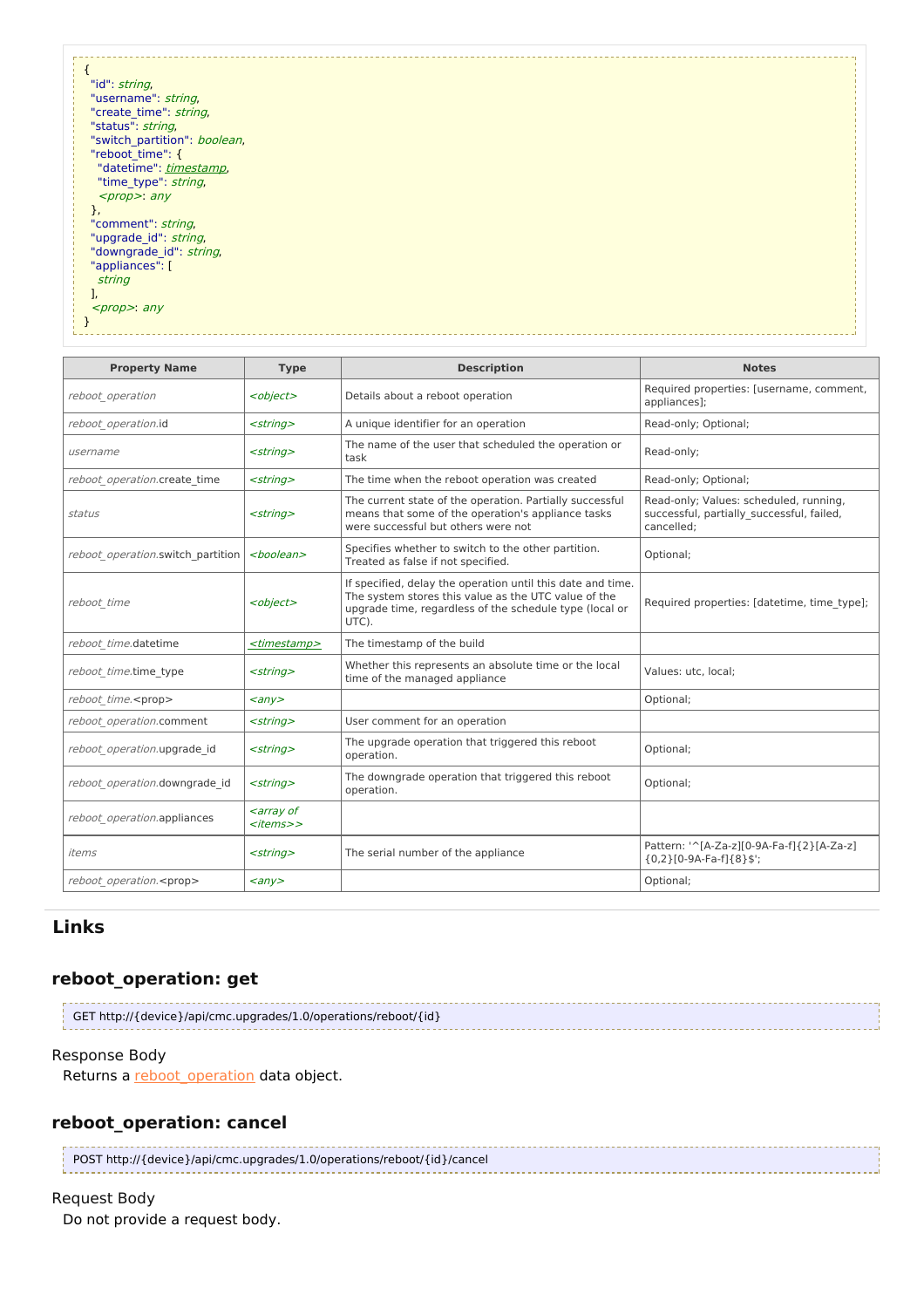```
{
  "id": string,
  "username": string,
  "create_time": string,
  "status": string,
  "switch_partition": boolean,
  "reboot_time": {
    "datetime": timestamp,
    "time_type": string,
    <prop>: any
  },
  "comment": string,
  "upgrade_id": string,
  "downgrade_id": string,
  "appliances": [
    string
  ],
  <prop>: any
}
```

| Property Name | Type | Description | Notes |
|---|---|---|---|
| *reboot_operation* | *<object>* | Details about a reboot operation | Required properties: [username, comment, appliances]; |
| *reboot_operation*.id | *<string>* | A unique identifier for an operation | Read-only; Optional; |
| *username* | *<string>* | The name of the user that scheduled the operation or task | Read-only; |
| *reboot_operation*.create_time | *<string>* | The time when the reboot operation was created | Read-only; Optional; |
| *status* | *<string>* | The current state of the operation. Partially successful means that some of the operation's appliance tasks were successful but others were not | Read-only; Values: scheduled, running, successful, partially_successful, failed, cancelled; |
| *reboot_operation*.switch_partition | *<boolean>* | Specifies whether to switch to the other partition. Treated as false if not specified. | Optional; |
| *reboot_time* | *<object>* | If specified, delay the operation until this date and time. The system stores this value as the UTC value of the upgrade time, regardless of the schedule type (local or UTC). | Required properties: [datetime, time_type]; |
| *reboot_time*.datetime | *<timestamp>* | The timestamp of the build | |
| *reboot_time*.time_type | *<string>* | Whether this represents an absolute time or the local time of the managed appliance | Values: utc, local; |
| *reboot_time*.<prop> | *<any>* | | Optional; |
| *reboot_operation*.comment | *<string>* | User comment for an operation | |
| *reboot_operation*.upgrade_id | *<string>* | The upgrade operation that triggered this reboot operation. | Optional; |
| *reboot_operation*.downgrade_id | *<string>* | The downgrade operation that triggered this reboot operation. | Optional; |
| *reboot_operation*.appliances | *<array of <items>>* | | |
| *items* | *<string>* | The serial number of the appliance | Pattern: '^[A-Za-z][0-9A-Fa-f]{2}[A-Za-z]{0,2}[0-9A-Fa-f]{8}$'; |
| *reboot_operation*.<prop> | *<any>* | | Optional; |

## Links

### reboot_operation: get

```
GET http://{device}/api/cmc.upgrades/1.0/operations/reboot/{id}
```

Response Body

Returns a reboot_operation data object.

### reboot_operation: cancel

```
POST http://{device}/api/cmc.upgrades/1.0/operations/reboot/{id}/cancel
```

Request Body

Do not provide a request body.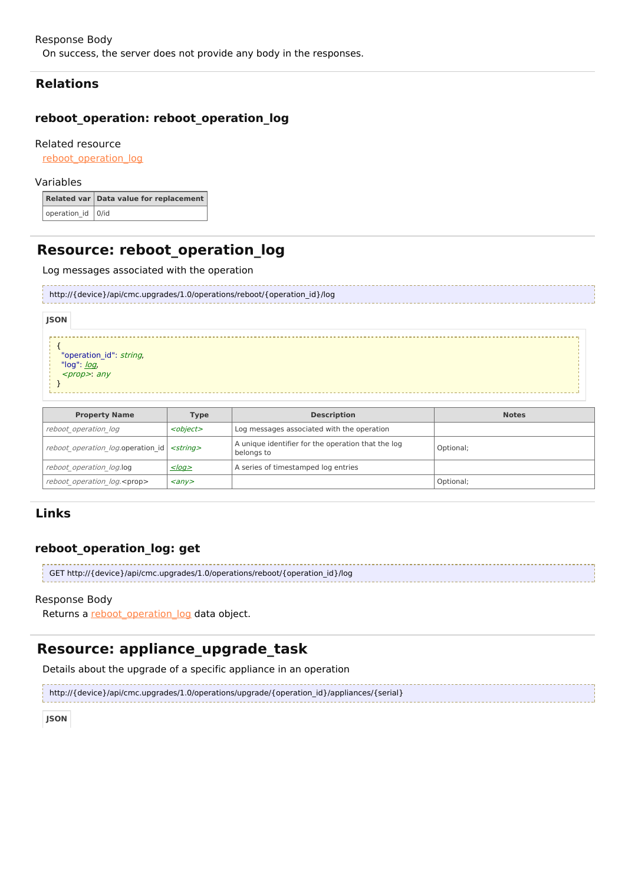Response Body

On success, the server does not provide any body in the responses.

## Relations

### reboot_operation: reboot_operation_log

Related resource

reboot_operation_log

Variables

| Related var | Data value for replacement |
|---|---|
| operation_id | 0/id |

## Resource: reboot_operation_log

Log messages associated with the operation

```
http://{device}/api/cmc.upgrades/1.0/operations/reboot/{operation_id}/log
```

JSON

```
{
  "operation_id": string,
  "log": log,
  <prop>: any
}
```

| Property Name | Type | Description | Notes |
|---|---|---|---|
| *reboot_operation_log* | *<object>* | Log messages associated with the operation | |
| *reboot_operation_log.*operation_id | *<string>* | A unique identifier for the operation that the log belongs to | Optional; |
| *reboot_operation_log.*log | *<log>* | A series of timestamped log entries | |
| *reboot_operation_log.*<prop> | *<any>* | | Optional; |

## Links

### reboot_operation_log: get

```
GET http://{device}/api/cmc.upgrades/1.0/operations/reboot/{operation_id}/log
```

Response Body

Returns a reboot_operation_log data object.

## Resource: appliance_upgrade_task

Details about the upgrade of a specific appliance in an operation

```
http://{device}/api/cmc.upgrades/1.0/operations/upgrade/{operation_id}/appliances/{serial}
```

JSON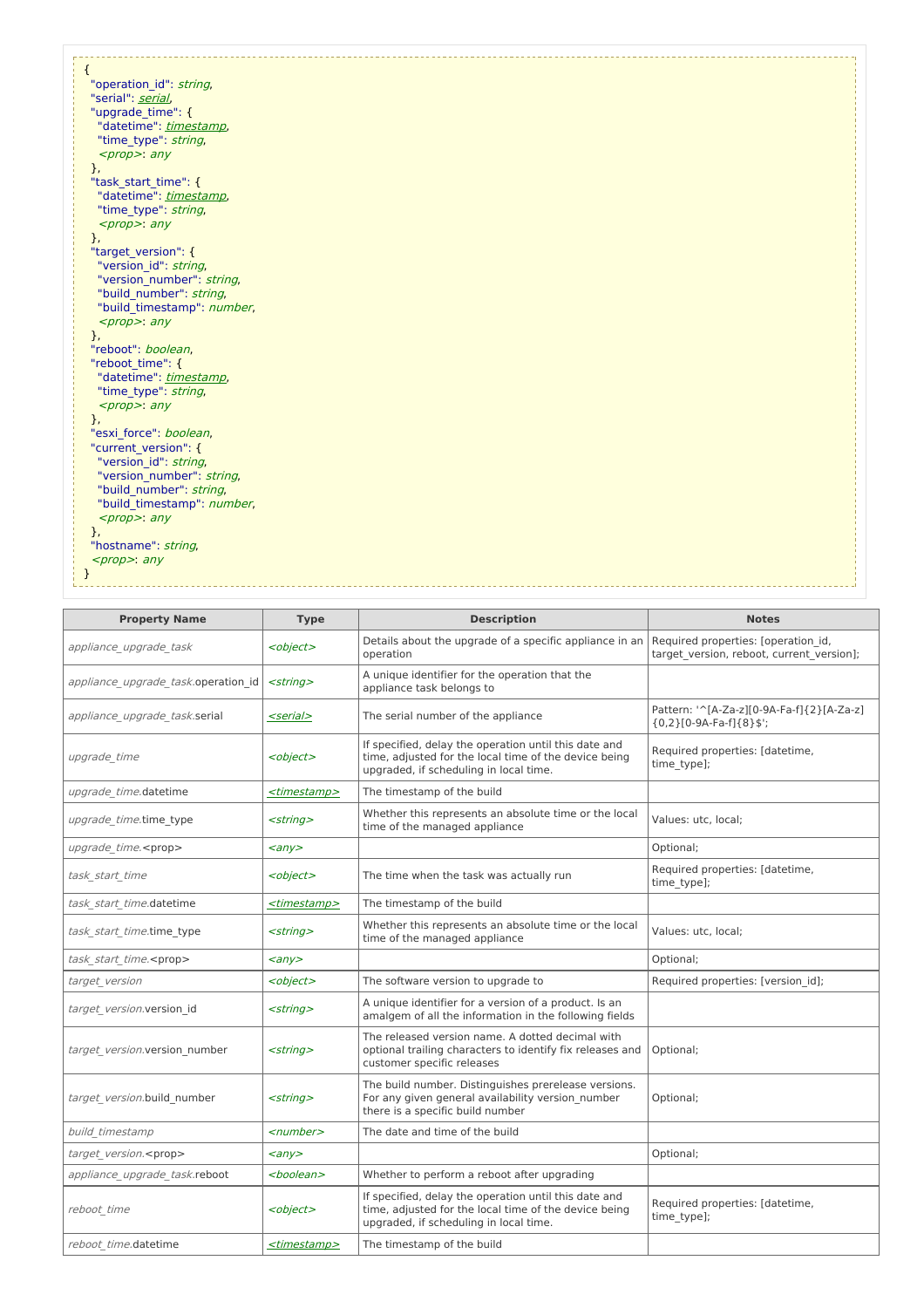```
{
  "operation_id": string,
  "serial": serial,
  "upgrade_time": {
    "datetime": timestamp,
    "time_type": string,
    <prop>: any
  },
  "task_start_time": {
    "datetime": timestamp,
    "time_type": string,
    <prop>: any
  },
  "target_version": {
    "version_id": string,
    "version_number": string,
    "build_number": string,
    "build_timestamp": number,
    <prop>: any
  },
  "reboot": boolean,
  "reboot_time": {
    "datetime": timestamp,
    "time_type": string,
    <prop>: any
  },
  "esxi_force": boolean,
  "current_version": {
    "version_id": string,
    "version_number": string,
    "build_number": string,
    "build_timestamp": number,
    <prop>: any
  },
  "hostname": string,
  <prop>: any
}
```

| Property Name | Type | Description | Notes |
| --- | --- | --- | --- |
| *appliance_upgrade_task* | *<object>* | Details about the upgrade of a specific appliance in an operation | Required properties: [operation_id, target_version, reboot, current_version]; |
| *appliance_upgrade_task*.operation_id | *<string>* | A unique identifier for the operation that the appliance task belongs to | |
| *appliance_upgrade_task*.serial | *<serial>* | The serial number of the appliance | Pattern: '^[A-Za-z][0-9A-Fa-f]{2}[A-Za-z]{0,2}[0-9A-Fa-f]{8}$'; |
| *upgrade_time* | *<object>* | If specified, delay the operation until this date and time, adjusted for the local time of the device being upgraded, if scheduling in local time. | Required properties: [datetime, time_type]; |
| *upgrade_time*.datetime | *<timestamp>* | The timestamp of the build | |
| *upgrade_time*.time_type | *<string>* | Whether this represents an absolute time or the local time of the managed appliance | Values: utc, local; |
| *upgrade_time*.<prop> | *<any>* | | Optional; |
| *task_start_time* | *<object>* | The time when the task was actually run | Required properties: [datetime, time_type]; |
| *task_start_time*.datetime | *<timestamp>* | The timestamp of the build | |
| *task_start_time*.time_type | *<string>* | Whether this represents an absolute time or the local time of the managed appliance | Values: utc, local; |
| *task_start_time*.<prop> | *<any>* | | Optional; |
| *target_version* | *<object>* | The software version to upgrade to | Required properties: [version_id]; |
| *target_version*.version_id | *<string>* | A unique identifier for a version of a product. Is an amalgem of all the information in the following fields | |
| *target_version*.version_number | *<string>* | The released version name. A dotted decimal with optional trailing characters to identify fix releases and customer specific releases | Optional; |
| *target_version*.build_number | *<string>* | The build number. Distinguishes prerelease versions. For any given general availability version_number there is a specific build number | Optional; |
| *build_timestamp* | *<number>* | The date and time of the build | |
| *target_version*.<prop> | *<any>* | | Optional; |
| *appliance_upgrade_task*.reboot | *<boolean>* | Whether to perform a reboot after upgrading | |
| *reboot_time* | *<object>* | If specified, delay the operation until this date and time, adjusted for the local time of the device being upgraded, if scheduling in local time. | Required properties: [datetime, time_type]; |
| *reboot_time*.datetime | *<timestamp>* | The timestamp of the build | |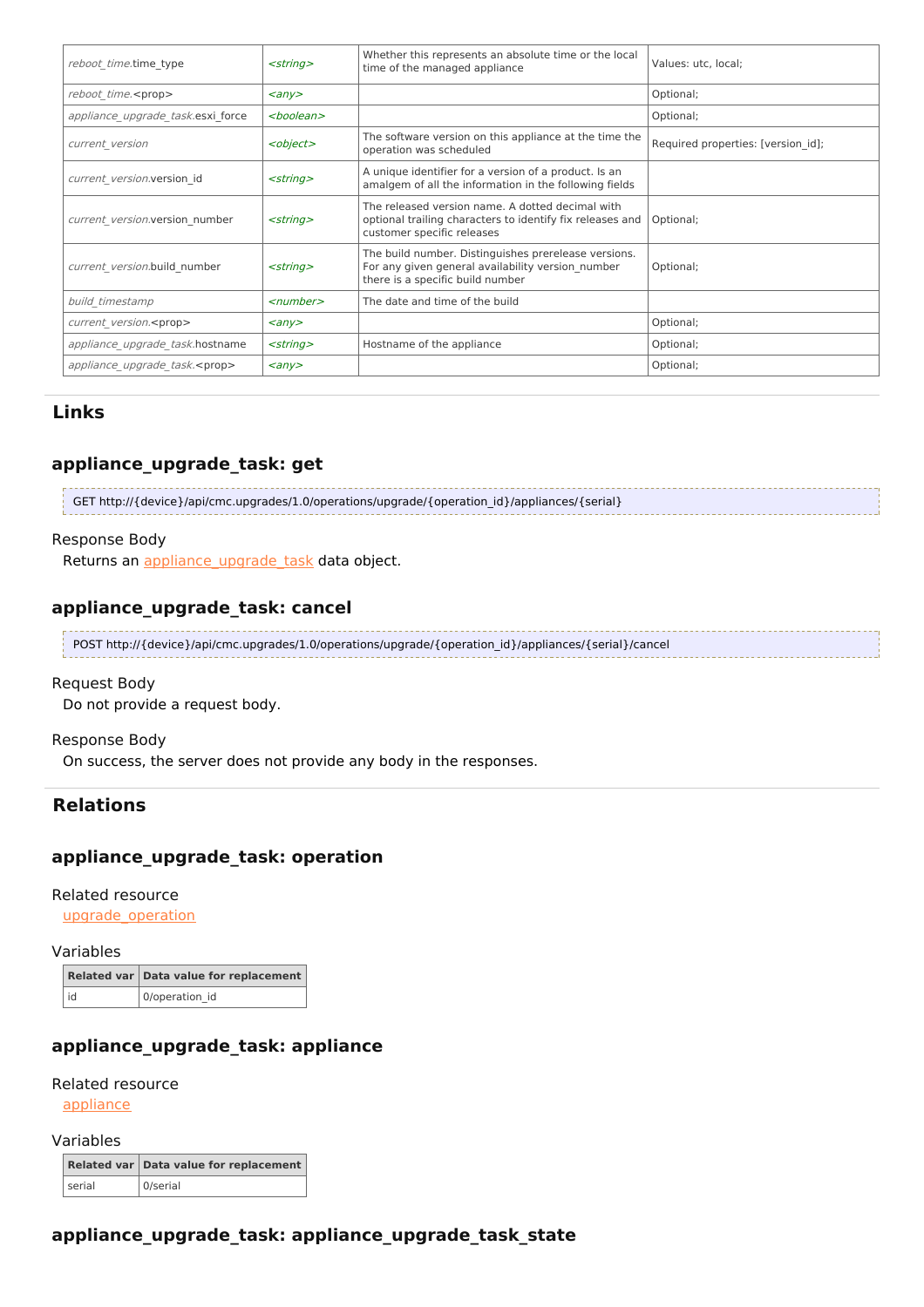| | | | |
|---|---|---|---|
| *reboot_time.*time_type | *<string>* | Whether this represents an absolute time or the local time of the managed appliance | Values: utc, local; |
| *reboot_time.*<prop> | *<any>* | | Optional; |
| *appliance_upgrade_task.*esxi_force | *<boolean>* | | Optional; |
| *current_version* | *<object>* | The software version on this appliance at the time the operation was scheduled | Required properties: [version_id]; |
| *current_version.*version_id | *<string>* | A unique identifier for a version of a product. Is an amalgem of all the information in the following fields | |
| *current_version.*version_number | *<string>* | The released version name. A dotted decimal with optional trailing characters to identify fix releases and customer specific releases | Optional; |
| *current_version.*build_number | *<string>* | The build number. Distinguishes prerelease versions. For any given general availability version_number there is a specific build number | Optional; |
| *build_timestamp* | *<number>* | The date and time of the build | |
| *current_version.*<prop> | *<any>* | | Optional; |
| *appliance_upgrade_task.*hostname | *<string>* | Hostname of the appliance | Optional; |
| *appliance_upgrade_task.*<prop> | *<any>* | | Optional; |

## Links

### appliance_upgrade_task: get

```
GET http://{device}/api/cmc.upgrades/1.0/operations/upgrade/{operation_id}/appliances/{serial}
```

Response Body

Returns an appliance_upgrade_task data object.

### appliance_upgrade_task: cancel

```
POST http://{device}/api/cmc.upgrades/1.0/operations/upgrade/{operation_id}/appliances/{serial}/cancel
```

Request Body

Do not provide a request body.

Response Body

On success, the server does not provide any body in the responses.

## Relations

### appliance_upgrade_task: operation

Related resource

upgrade_operation

Variables

| Related var | Data value for replacement |
|---|---|
| id | 0/operation_id |

### appliance_upgrade_task: appliance

Related resource

appliance

Variables

| Related var | Data value for replacement |
|---|---|
| serial | 0/serial |

### appliance_upgrade_task: appliance_upgrade_task_state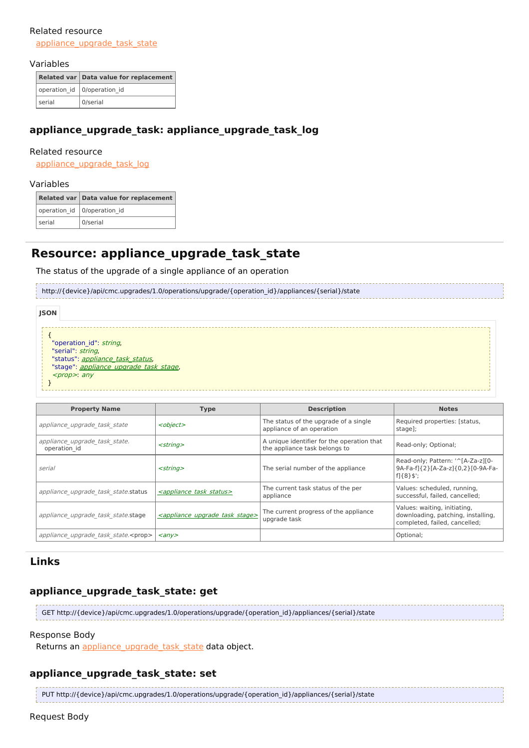Related resource

appliance_upgrade_task_state

Variables

| Related var | Data value for replacement |
|---|---|
| operation_id | 0/operation_id |
| serial | 0/serial |

### appliance_upgrade_task: appliance_upgrade_task_log

Related resource

appliance_upgrade_task_log

Variables

| Related var | Data value for replacement |
|---|---|
| operation_id | 0/operation_id |
| serial | 0/serial |

## Resource: appliance_upgrade_task_state

The status of the upgrade of a single appliance of an operation

```
http://{device}/api/cmc.upgrades/1.0/operations/upgrade/{operation_id}/appliances/{serial}/state
```

JSON

```
{
  "operation_id": string,
  "serial": string,
  "status": appliance_task_status,
  "stage": appliance_upgrade_task_stage,
  <prop>: any
}
```

| Property Name | Type | Description | Notes |
|---|---|---|---|
| *appliance_upgrade_task_state* | *<object>* | The status of the upgrade of a single appliance of an operation | Required properties: [status, stage]; |
| *appliance_upgrade_task_state.* operation_id | *<string>* | A unique identifier for the operation that the appliance task belongs to | Read-only; Optional; |
| *serial* | *<string>* | The serial number of the appliance | Read-only; Pattern: '^[A-Za-z][0-9A-Fa-f]{2}[A-Za-z]{0,2}[0-9A-Fa-f]{8}$'; |
| *appliance_upgrade_task_state*.status | *<appliance_task_status>* | The current task status of the per appliance | Values: scheduled, running, successful, failed, cancelled; |
| *appliance_upgrade_task_state*.stage | *<appliance_upgrade_task_stage>* | The current progress of the appliance upgrade task | Values: waiting, initiating, downloading, patching, installing, completed, failed, cancelled; |
| *appliance_upgrade_task_state*.<prop> | *<any>* | | Optional; |

## Links

### appliance_upgrade_task_state: get

```
GET http://{device}/api/cmc.upgrades/1.0/operations/upgrade/{operation_id}/appliances/{serial}/state
```

Response Body

Returns an appliance_upgrade_task_state data object.

### appliance_upgrade_task_state: set

```
PUT http://{device}/api/cmc.upgrades/1.0/operations/upgrade/{operation_id}/appliances/{serial}/state
```

Request Body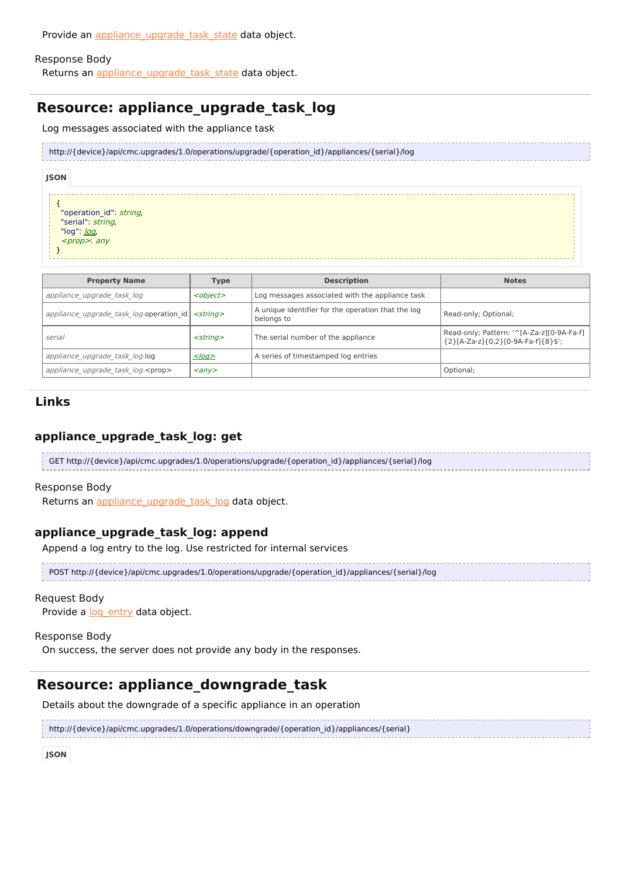Provide an appliance_upgrade_task_state data object.

Response Body

Returns an appliance_upgrade_task_state data object.

## Resource: appliance_upgrade_task_log

Log messages associated with the appliance task

```
http://{device}/api/cmc.upgrades/1.0/operations/upgrade/{operation_id}/appliances/{serial}/log
```

**JSON**

```
{
  "operation_id": string,
  "serial": string,
  "log": log,
  <prop>: any
}
```

| Property Name | Type | Description | Notes |
|---|---|---|---|
| *appliance_upgrade_task_log* | *<object>* | Log messages associated with the appliance task | |
| *appliance_upgrade_task_log*.operation_id | *<string>* | A unique identifier for the operation that the log belongs to | Read-only; Optional; |
| *serial* | *<string>* | The serial number of the appliance | Read-only; Pattern: '^[A-Za-z][0-9A-Fa-f]{2}[A-Za-z]{0,2}[0-9A-Fa-f]{8}$'; |
| *appliance_upgrade_task_log*.log | *<log>* | A series of timestamped log entries | |
| *appliance_upgrade_task_log*.<prop> | *<any>* | | Optional; |

## Links

### appliance_upgrade_task_log: get

```
GET http://{device}/api/cmc.upgrades/1.0/operations/upgrade/{operation_id}/appliances/{serial}/log
```

Response Body

Returns an appliance_upgrade_task_log data object.

### appliance_upgrade_task_log: append

Append a log entry to the log. Use restricted for internal services

```
POST http://{device}/api/cmc.upgrades/1.0/operations/upgrade/{operation_id}/appliances/{serial}/log
```

Request Body

Provide a log_entry data object.

Response Body

On success, the server does not provide any body in the responses.

## Resource: appliance_downgrade_task

Details about the downgrade of a specific appliance in an operation

```
http://{device}/api/cmc.upgrades/1.0/operations/downgrade/{operation_id}/appliances/{serial}
```

**JSON**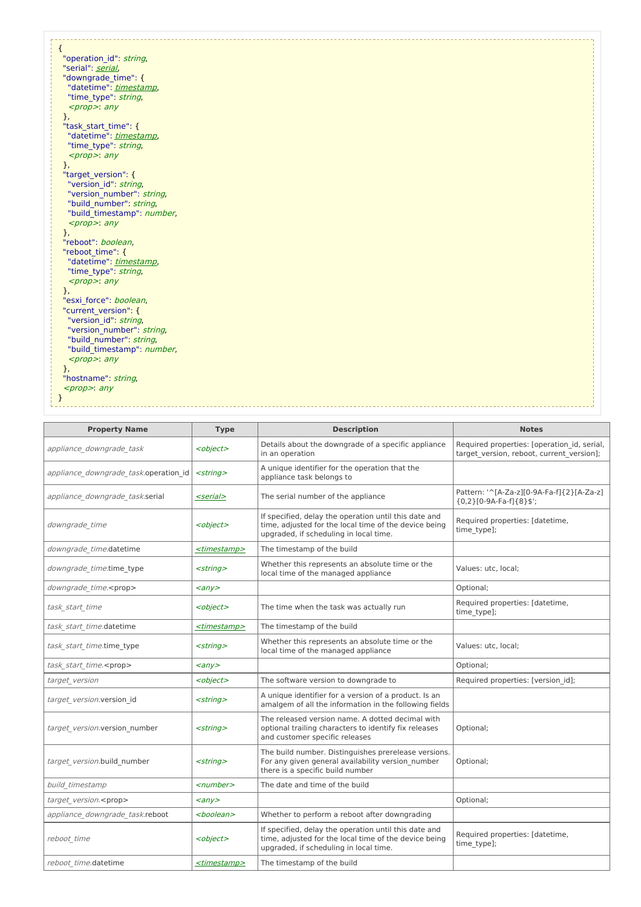```
{
  "operation_id": string,
  "serial": serial,
  "downgrade_time": {
    "datetime": timestamp,
    "time_type": string,
    <prop>: any
  },
  "task_start_time": {
    "datetime": timestamp,
    "time_type": string,
    <prop>: any
  },
  "target_version": {
    "version_id": string,
    "version_number": string,
    "build_number": string,
    "build_timestamp": number,
    <prop>: any
  },
  "reboot": boolean,
  "reboot_time": {
    "datetime": timestamp,
    "time_type": string,
    <prop>: any
  },
  "esxi_force": boolean,
  "current_version": {
    "version_id": string,
    "version_number": string,
    "build_number": string,
    "build_timestamp": number,
    <prop>: any
  },
  "hostname": string,
  <prop>: any
}
```

| Property Name | Type | Description | Notes |
|---|---|---|---|
| *appliance_downgrade_task* | *<object>* | Details about the downgrade of a specific appliance in an operation | Required properties: [operation_id, serial, target_version, reboot, current_version]; |
| *appliance_downgrade_task*.operation_id | *<string>* | A unique identifier for the operation that the appliance task belongs to | |
| *appliance_downgrade_task*.serial | *<serial>* | The serial number of the appliance | Pattern: '^[A-Za-z][0-9A-Fa-f]{2}[A-Za-z]{0,2}[0-9A-Fa-f]{8}$'; |
| *downgrade_time* | *<object>* | If specified, delay the operation until this date and time, adjusted for the local time of the device being upgraded, if scheduling in local time. | Required properties: [datetime, time_type]; |
| *downgrade_time*.datetime | *<timestamp>* | The timestamp of the build | |
| *downgrade_time*.time_type | *<string>* | Whether this represents an absolute time or the local time of the managed appliance | Values: utc, local; |
| *downgrade_time*.<prop> | *<any>* | | Optional; |
| *task_start_time* | *<object>* | The time when the task was actually run | Required properties: [datetime, time_type]; |
| *task_start_time*.datetime | *<timestamp>* | The timestamp of the build | |
| *task_start_time*.time_type | *<string>* | Whether this represents an absolute time or the local time of the managed appliance | Values: utc, local; |
| *task_start_time*.<prop> | *<any>* | | Optional; |
| *target_version* | *<object>* | The software version to downgrade to | Required properties: [version_id]; |
| *target_version*.version_id | *<string>* | A unique identifier for a version of a product. Is an amalgem of all the information in the following fields | |
| *target_version*.version_number | *<string>* | The released version name. A dotted decimal with optional trailing characters to identify fix releases and customer specific releases | Optional; |
| *target_version*.build_number | *<string>* | The build number. Distinguishes prerelease versions. For any given general availability version_number there is a specific build number | Optional; |
| *build_timestamp* | *<number>* | The date and time of the build | |
| *target_version*.<prop> | *<any>* | | Optional; |
| *appliance_downgrade_task*.reboot | *<boolean>* | Whether to perform a reboot after downgrading | |
| *reboot_time* | *<object>* | If specified, delay the operation until this date and time, adjusted for the local time of the device being upgraded, if scheduling in local time. | Required properties: [datetime, time_type]; |
| *reboot_time*.datetime | *<timestamp>* | The timestamp of the build | |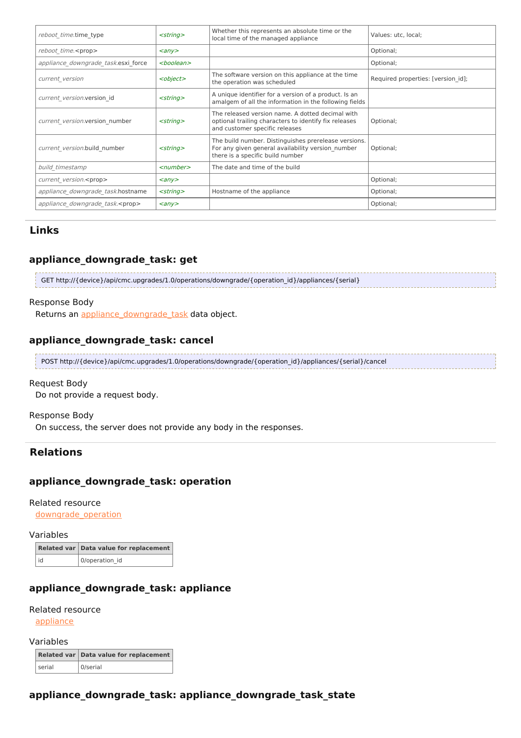| | | | |
|---|---|---|---|
| *reboot_time*.time_type | *<string>* | Whether this represents an absolute time or the local time of the managed appliance | Values: utc, local; |
| *reboot_time*.<prop> | *<any>* | | Optional; |
| *appliance_downgrade_task*.esxi_force | *<boolean>* | | Optional; |
| *current_version* | *<object>* | The software version on this appliance at the time the operation was scheduled | Required properties: [version_id]; |
| *current_version*.version_id | *<string>* | A unique identifier for a version of a product. Is an amalgem of all the information in the following fields | |
| *current_version*.version_number | *<string>* | The released version name. A dotted decimal with optional trailing characters to identify fix releases and customer specific releases | Optional; |
| *current_version*.build_number | *<string>* | The build number. Distinguishes prerelease versions. For any given general availability version_number there is a specific build number | Optional; |
| *build_timestamp* | *<number>* | The date and time of the build | |
| *current_version*.<prop> | *<any>* | | Optional; |
| *appliance_downgrade_task*.hostname | *<string>* | Hostname of the appliance | Optional; |
| *appliance_downgrade_task*.<prop> | *<any>* | | Optional; |

## Links

### appliance_downgrade_task: get

```
GET http://{device}/api/cmc.upgrades/1.0/operations/downgrade/{operation_id}/appliances/{serial}
```

Response Body

Returns an appliance_downgrade_task data object.

### appliance_downgrade_task: cancel

```
POST http://{device}/api/cmc.upgrades/1.0/operations/downgrade/{operation_id}/appliances/{serial}/cancel
```

Request Body

Do not provide a request body.

Response Body

On success, the server does not provide any body in the responses.

## Relations

### appliance_downgrade_task: operation

Related resource

downgrade_operation

Variables

| Related var | Data value for replacement |
|---|---|
| id | 0/operation_id |

### appliance_downgrade_task: appliance

Related resource

appliance

Variables

| Related var | Data value for replacement |
|---|---|
| serial | 0/serial |

### appliance_downgrade_task: appliance_downgrade_task_state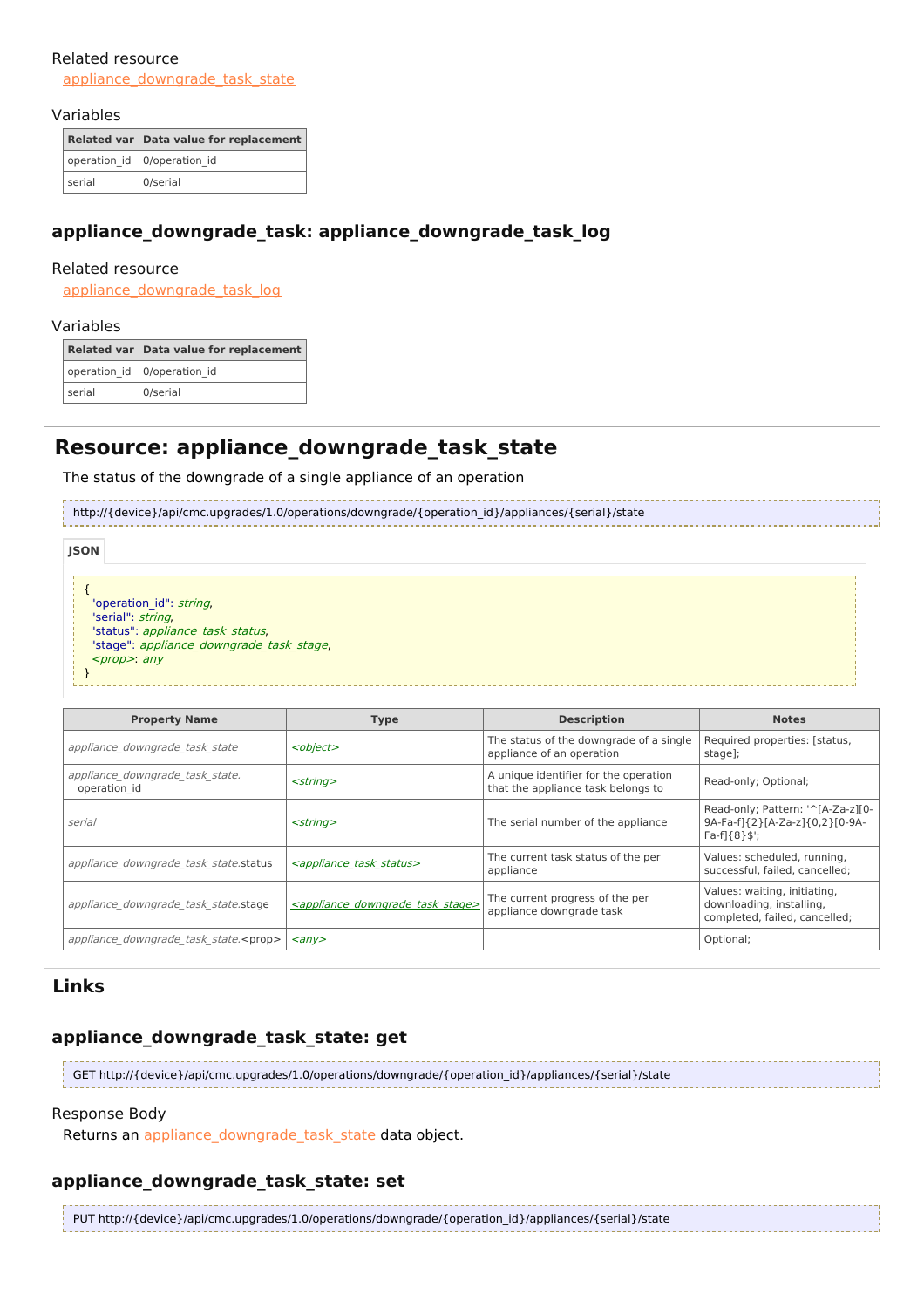Related resource

appliance_downgrade_task_state

Variables

| Related var | Data value for replacement |
| --- | --- |
| operation_id | 0/operation_id |
| serial | 0/serial |

### appliance_downgrade_task: appliance_downgrade_task_log

Related resource

appliance_downgrade_task_log

Variables

| Related var | Data value for replacement |
| --- | --- |
| operation_id | 0/operation_id |
| serial | 0/serial |

## Resource: appliance_downgrade_task_state

The status of the downgrade of a single appliance of an operation

```
http://{device}/api/cmc.upgrades/1.0/operations/downgrade/{operation_id}/appliances/{serial}/state
```

**JSON**

```
{
  "operation_id": string,
  "serial": string,
  "status": appliance_task_status,
  "stage": appliance_downgrade_task_stage,
  <prop>: any
}
```

| Property Name | Type | Description | Notes |
| --- | --- | --- | --- |
| appliance_downgrade_task_state | <object> | The status of the downgrade of a single appliance of an operation | Required properties: [status, stage]; |
| appliance_downgrade_task_state.operation_id | <string> | A unique identifier for the operation that the appliance task belongs to | Read-only; Optional; |
| serial | <string> | The serial number of the appliance | Read-only; Pattern: '^[A-Za-z][0-9A-Fa-f]{2}[A-Za-z]{0,2}[0-9A-Fa-f]{8}$'; |
| appliance_downgrade_task_state.status | <appliance_task_status> | The current task status of the per appliance | Values: scheduled, running, successful, failed, cancelled; |
| appliance_downgrade_task_state.stage | <appliance_downgrade_task_stage> | The current progress of the per appliance downgrade task | Values: waiting, initiating, downloading, installing, completed, failed, cancelled; |
| appliance_downgrade_task_state.<prop> | <any> | | Optional; |

## Links

### appliance_downgrade_task_state: get

```
GET http://{device}/api/cmc.upgrades/1.0/operations/downgrade/{operation_id}/appliances/{serial}/state
```

Response Body

Returns an appliance_downgrade_task_state data object.

### appliance_downgrade_task_state: set

```
PUT http://{device}/api/cmc.upgrades/1.0/operations/downgrade/{operation_id}/appliances/{serial}/state
```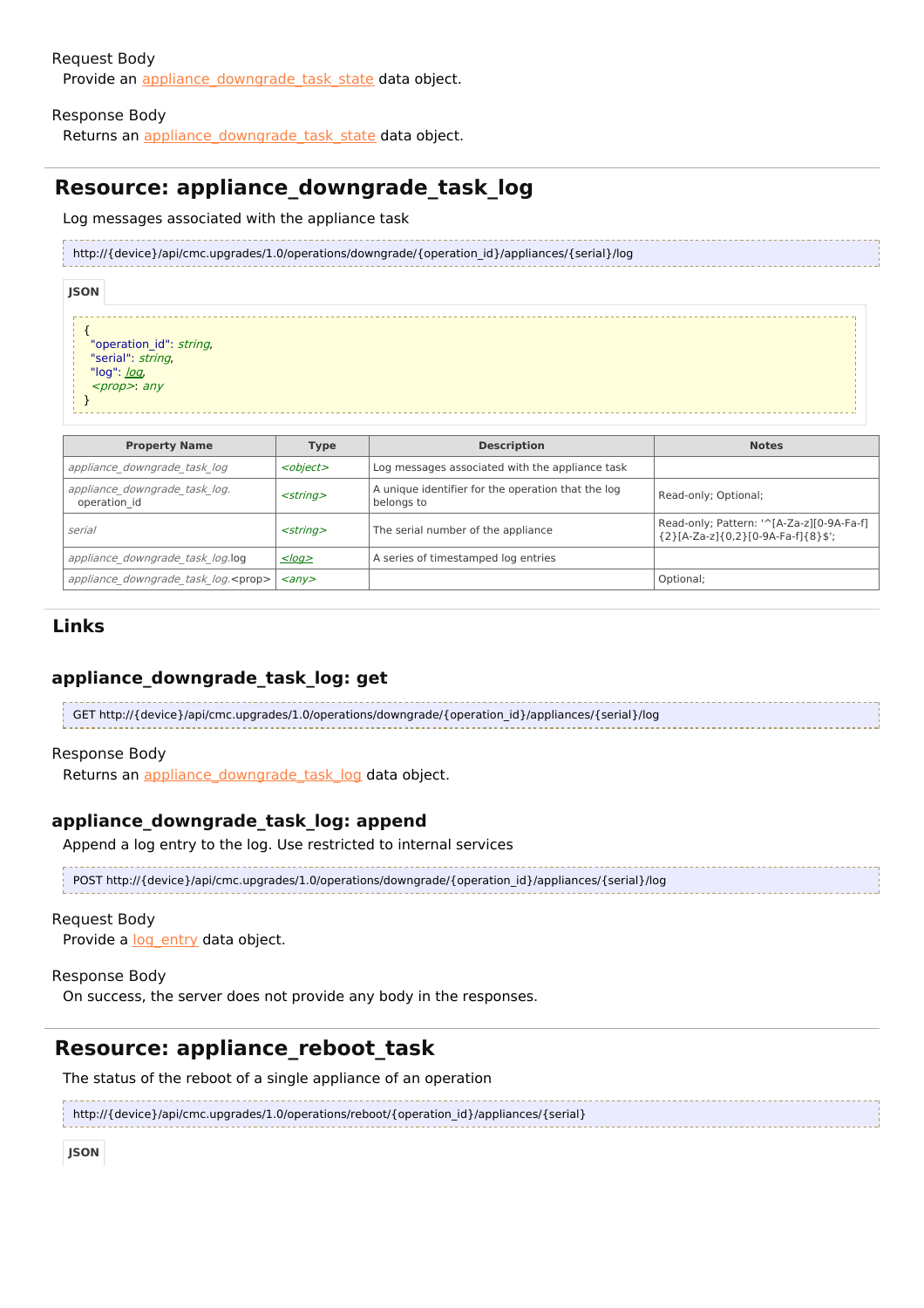Request Body

Provide an appliance_downgrade_task_state data object.

Response Body

Returns an appliance_downgrade_task_state data object.

## Resource: appliance_downgrade_task_log

Log messages associated with the appliance task

```
http://{device}/api/cmc.upgrades/1.0/operations/downgrade/{operation_id}/appliances/{serial}/log
```

**JSON**

```
{
  "operation_id": string,
  "serial": string,
  "log": log,
  <prop>: any
}
```

| Property Name | Type | Description | Notes |
| --- | --- | --- | --- |
| *appliance_downgrade_task_log* | *<object>* | Log messages associated with the appliance task | |
| *appliance_downgrade_task_log.* operation_id | *<string>* | A unique identifier for the operation that the log belongs to | Read-only; Optional; |
| *serial* | *<string>* | The serial number of the appliance | Read-only; Pattern: '^[A-Za-z][0-9A-Fa-f]{2}[A-Za-z]{0,2}[0-9A-Fa-f]{8}$'; |
| *appliance_downgrade_task_log.*log | *<log>* | A series of timestamped log entries | |
| *appliance_downgrade_task_log.*<prop> | *<any>* | | Optional; |

## Links

### appliance_downgrade_task_log: get

```
GET http://{device}/api/cmc.upgrades/1.0/operations/downgrade/{operation_id}/appliances/{serial}/log
```

Response Body

Returns an appliance_downgrade_task_log data object.

### appliance_downgrade_task_log: append

Append a log entry to the log. Use restricted to internal services

```
POST http://{device}/api/cmc.upgrades/1.0/operations/downgrade/{operation_id}/appliances/{serial}/log
```

Request Body

Provide a log_entry data object.

Response Body

On success, the server does not provide any body in the responses.

## Resource: appliance_reboot_task

The status of the reboot of a single appliance of an operation

```
http://{device}/api/cmc.upgrades/1.0/operations/reboot/{operation_id}/appliances/{serial}
```

**JSON**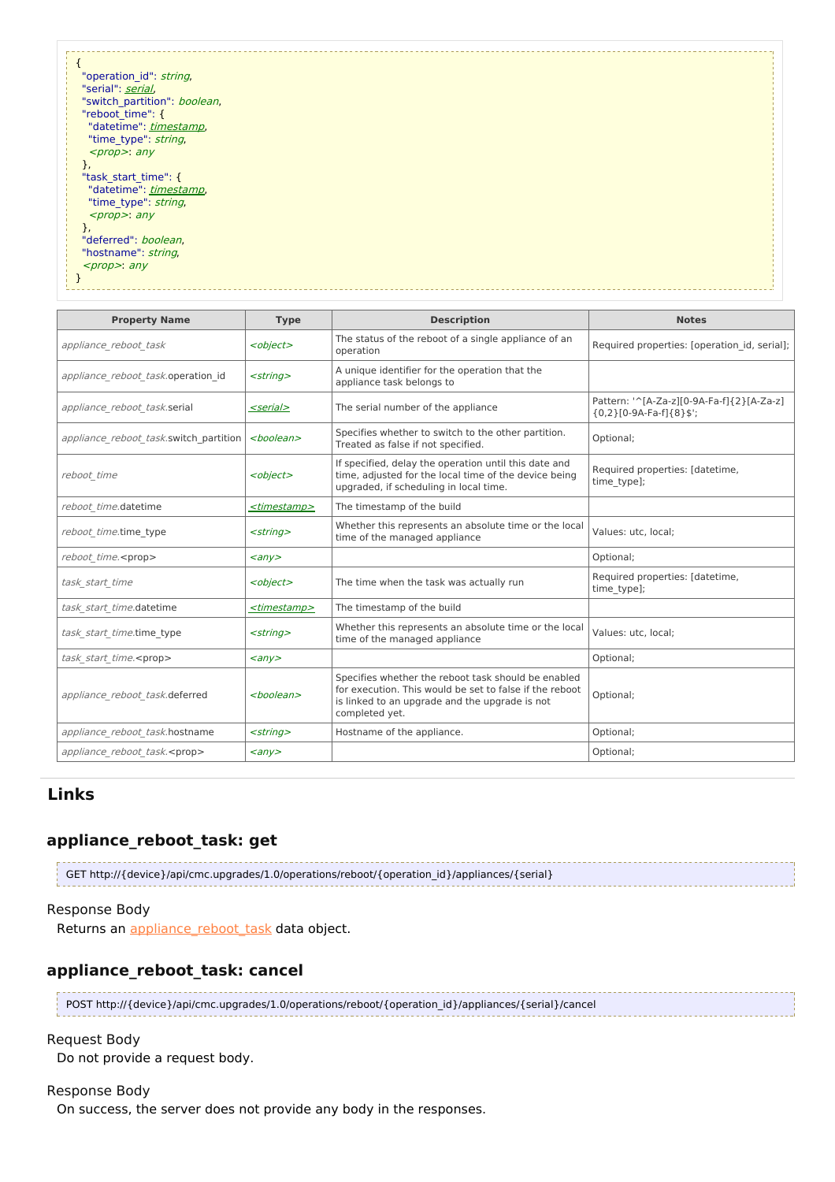```
{
  "operation_id": string,
  "serial": serial,
  "switch_partition": boolean,
  "reboot_time": {
    "datetime": timestamp,
    "time_type": string,
    <prop>: any
  },
  "task_start_time": {
    "datetime": timestamp,
    "time_type": string,
    <prop>: any
  },
  "deferred": boolean,
  "hostname": string,
  <prop>: any
}
```

| Property Name | Type | Description | Notes |
|---|---|---|---|
| *appliance_reboot_task* | *<object>* | The status of the reboot of a single appliance of an operation | Required properties: [operation_id, serial]; |
| *appliance_reboot_task*.operation_id | *<string>* | A unique identifier for the operation that the appliance task belongs to | |
| *appliance_reboot_task*.serial | *<serial>* | The serial number of the appliance | Pattern: '^[A-Za-z][0-9A-Fa-f]{2}[A-Za-z]{0,2}[0-9A-Fa-f]{8}$'; |
| *appliance_reboot_task*.switch_partition | *<boolean>* | Specifies whether to switch to the other partition. Treated as false if not specified. | Optional; |
| *reboot_time* | *<object>* | If specified, delay the operation until this date and time, adjusted for the local time of the device being upgraded, if scheduling in local time. | Required properties: [datetime, time_type]; |
| *reboot_time*.datetime | *<timestamp>* | The timestamp of the build | |
| *reboot_time*.time_type | *<string>* | Whether this represents an absolute time or the local time of the managed appliance | Values: utc, local; |
| *reboot_time*.<prop> | *<any>* | | Optional; |
| *task_start_time* | *<object>* | The time when the task was actually run | Required properties: [datetime, time_type]; |
| *task_start_time*.datetime | *<timestamp>* | The timestamp of the build | |
| *task_start_time*.time_type | *<string>* | Whether this represents an absolute time or the local time of the managed appliance | Values: utc, local; |
| *task_start_time*.<prop> | *<any>* | | Optional; |
| *appliance_reboot_task*.deferred | *<boolean>* | Specifies whether the reboot task should be enabled for execution. This would be set to false if the reboot is linked to an upgrade and the upgrade is not completed yet. | Optional; |
| *appliance_reboot_task*.hostname | *<string>* | Hostname of the appliance. | Optional; |
| *appliance_reboot_task*.<prop> | *<any>* | | Optional; |

## Links

### appliance_reboot_task: get

```
GET http://{device}/api/cmc.upgrades/1.0/operations/reboot/{operation_id}/appliances/{serial}
```

Response Body

Returns an appliance_reboot_task data object.

### appliance_reboot_task: cancel

```
POST http://{device}/api/cmc.upgrades/1.0/operations/reboot/{operation_id}/appliances/{serial}/cancel
```

Request Body

Do not provide a request body.

Response Body

On success, the server does not provide any body in the responses.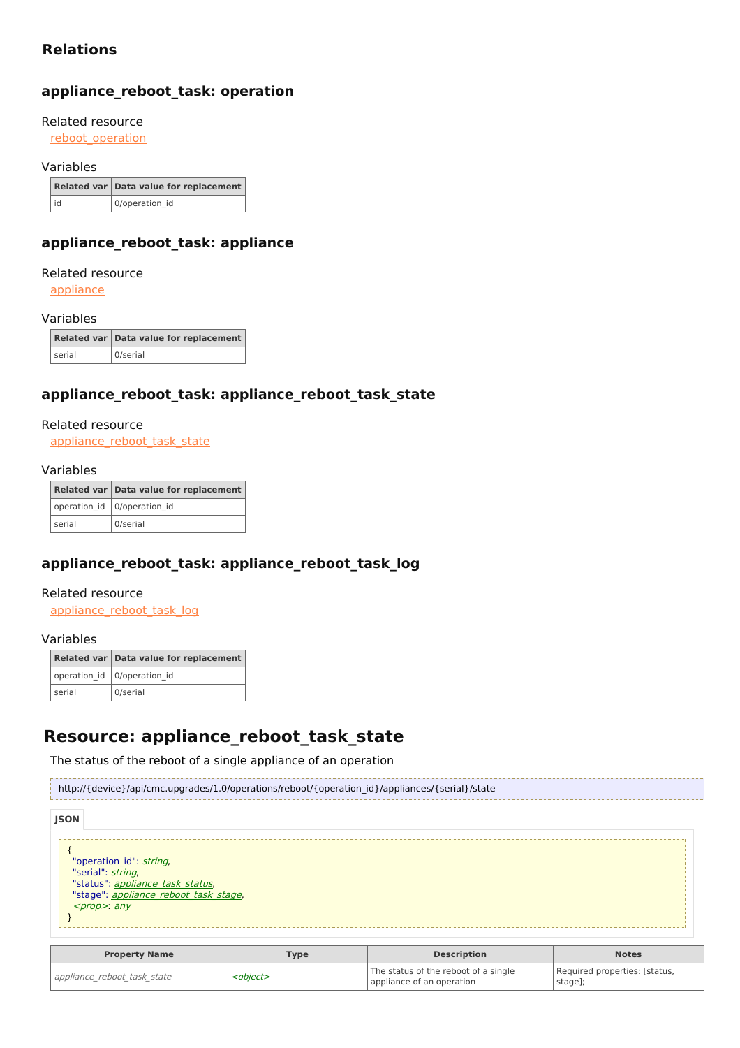## Relations

### appliance_reboot_task: operation

Related resource

[reboot_operation]

Variables

| Related var | Data value for replacement |
| --- | --- |
| id | 0/operation_id |

### appliance_reboot_task: appliance

Related resource

[appliance]

Variables

| Related var | Data value for replacement |
| --- | --- |
| serial | 0/serial |

### appliance_reboot_task: appliance_reboot_task_state

Related resource

[appliance_reboot_task_state]

Variables

| Related var | Data value for replacement |
| --- | --- |
| operation_id | 0/operation_id |
| serial | 0/serial |

### appliance_reboot_task: appliance_reboot_task_log

Related resource

[appliance_reboot_task_log]

Variables

| Related var | Data value for replacement |
| --- | --- |
| operation_id | 0/operation_id |
| serial | 0/serial |

# Resource: appliance_reboot_task_state

The status of the reboot of a single appliance of an operation

```
http://{device}/api/cmc.upgrades/1.0/operations/reboot/{operation_id}/appliances/{serial}/state
```

**JSON**

```
{
  "operation_id": string,
  "serial": string,
  "status": appliance_task_status,
  "stage": appliance_reboot_task_stage,
  <prop>: any
}
```

| Property Name | Type | Description | Notes |
| --- | --- | --- | --- |
| *appliance_reboot_task_state* | *<object>* | The status of the reboot of a single appliance of an operation | Required properties: [status, stage]; |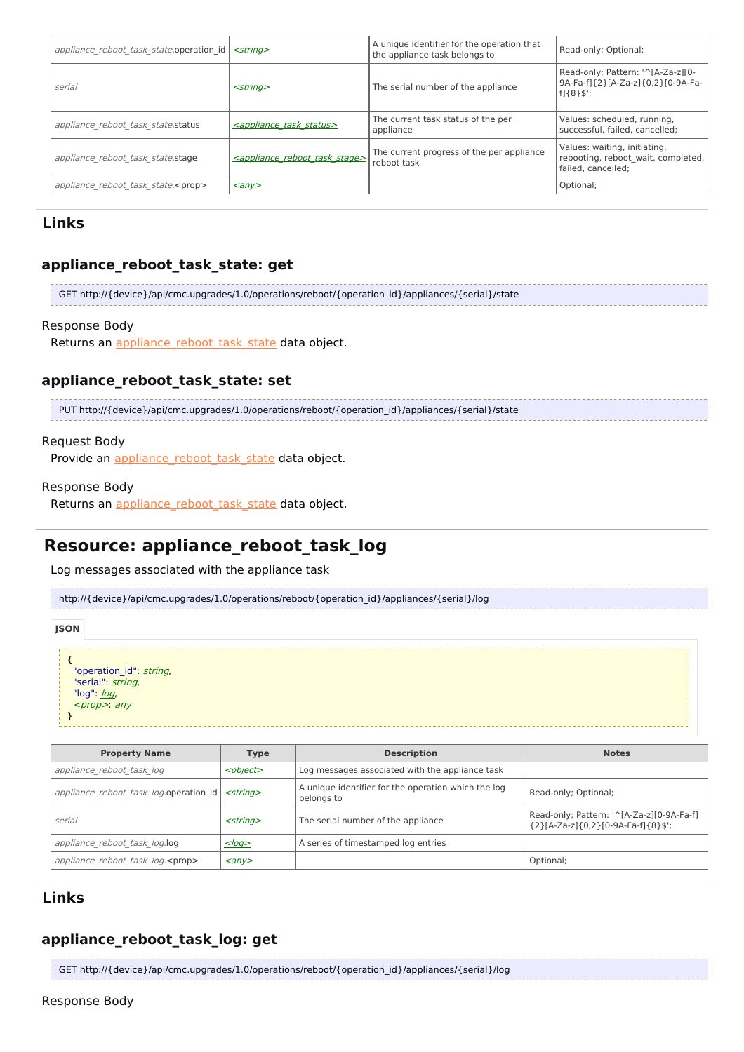| | | | |
|---|---|---|---|
| *appliance_reboot_task_state*.operation_id | *<string>* | A unique identifier for the operation that the appliance task belongs to | Read-only; Optional; |
| *serial* | *<string>* | The serial number of the appliance | Read-only; Pattern: '^[A-Za-z][0-9A-Fa-f]{2}[A-Za-z]{0,2}[0-9A-Fa-f]{8}$'; |
| *appliance_reboot_task_state*.status | *<appliance_task_status>* | The current task status of the per appliance | Values: scheduled, running, successful, failed, cancelled; |
| *appliance_reboot_task_state*.stage | *<appliance_reboot_task_stage>* | The current progress of the per appliance reboot task | Values: waiting, initiating, rebooting, reboot_wait, completed, failed, cancelled; |
| *appliance_reboot_task_state*.<prop> | *<any>* | | Optional; |

## Links

### appliance_reboot_task_state: get

```
GET http://{device}/api/cmc.upgrades/1.0/operations/reboot/{operation_id}/appliances/{serial}/state
```

Response Body

Returns an appliance_reboot_task_state data object.

### appliance_reboot_task_state: set

```
PUT http://{device}/api/cmc.upgrades/1.0/operations/reboot/{operation_id}/appliances/{serial}/state
```

Request Body

Provide an appliance_reboot_task_state data object.

Response Body

Returns an appliance_reboot_task_state data object.

# Resource: appliance_reboot_task_log

Log messages associated with the appliance task

```
http://{device}/api/cmc.upgrades/1.0/operations/reboot/{operation_id}/appliances/{serial}/log
```

**JSON**

```
{
  "operation_id": string,
  "serial": string,
  "log": log,
  <prop>: any
}
```

| Property Name | Type | Description | Notes |
|---|---|---|---|
| *appliance_reboot_task_log* | *<object>* | Log messages associated with the appliance task | |
| *appliance_reboot_task_log*.operation_id | *<string>* | A unique identifier for the operation which the log belongs to | Read-only; Optional; |
| *serial* | *<string>* | The serial number of the appliance | Read-only; Pattern: '^[A-Za-z][0-9A-Fa-f]{2}[A-Za-z]{0,2}[0-9A-Fa-f]{8}$'; |
| *appliance_reboot_task_log*.log | *<log>* | A series of timestamped log entries | |
| *appliance_reboot_task_log*.<prop> | *<any>* | | Optional; |

## Links

### appliance_reboot_task_log: get

```
GET http://{device}/api/cmc.upgrades/1.0/operations/reboot/{operation_id}/appliances/{serial}/log
```

Response Body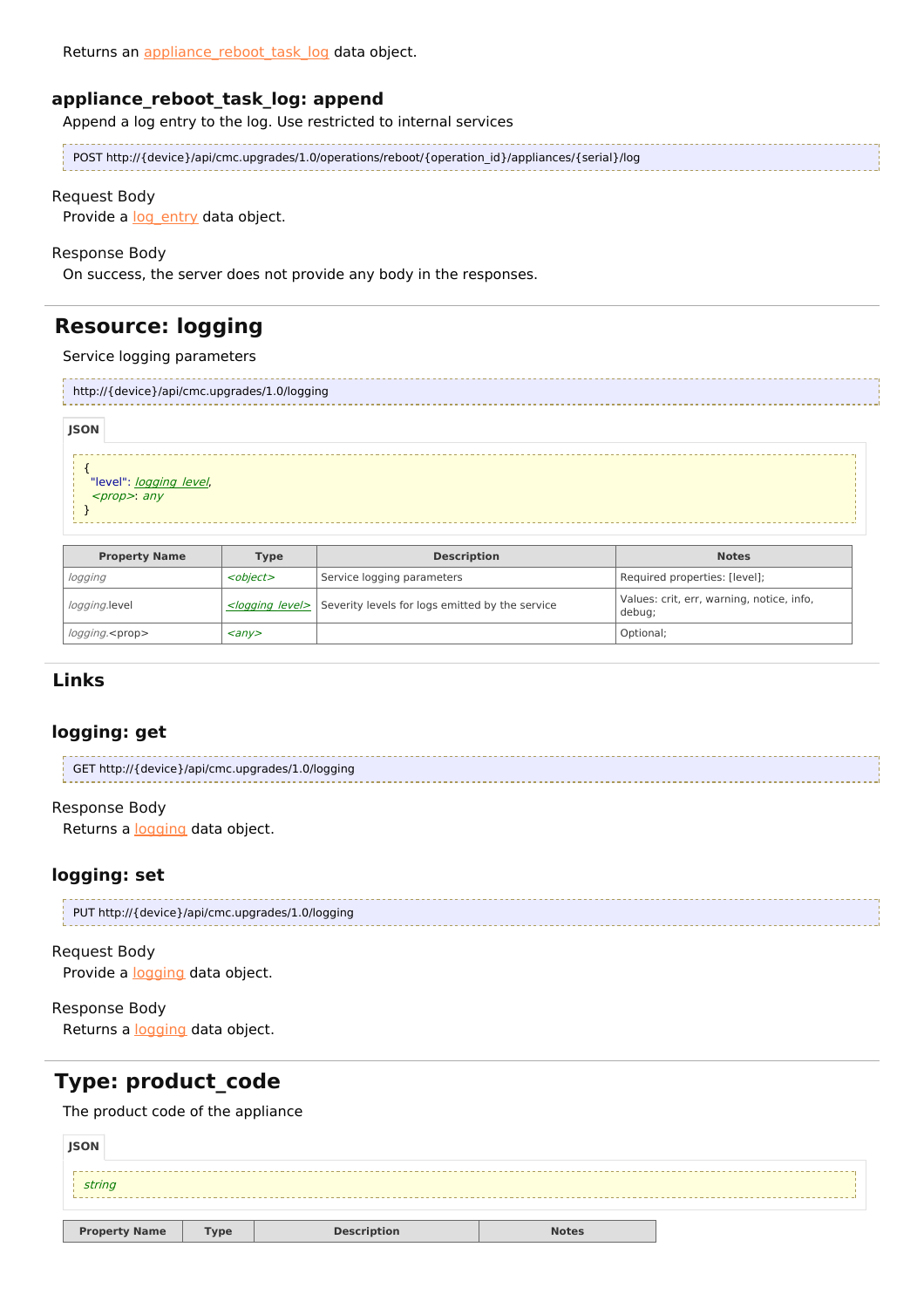Returns an appliance_reboot_task_log data object.

### appliance_reboot_task_log: append

Append a log entry to the log. Use restricted to internal services

```
POST http://{device}/api/cmc.upgrades/1.0/operations/reboot/{operation_id}/appliances/{serial}/log
```

Request Body

Provide a log_entry data object.

Response Body

On success, the server does not provide any body in the responses.

## Resource: logging

Service logging parameters

```
http://{device}/api/cmc.upgrades/1.0/logging
```

JSON

```
{
  "level": logging_level,
  <prop>: any
}
```

| Property Name | Type | Description | Notes |
|---|---|---|---|
| *logging* | *<object>* | Service logging parameters | Required properties: [level]; |
| *logging*.level | *<logging_level>* | Severity levels for logs emitted by the service | Values: crit, err, warning, notice, info, debug; |
| *logging*.<prop> | *<any>* | | Optional; |

### Links

### logging: get

```
GET http://{device}/api/cmc.upgrades/1.0/logging
```

Response Body

Returns a logging data object.

### logging: set

```
PUT http://{device}/api/cmc.upgrades/1.0/logging
```

Request Body

Provide a logging data object.

Response Body

Returns a logging data object.

## Type: product_code

The product code of the appliance

JSON

```
string
```

| Property Name | Type | Description | Notes |
|---|---|---|---|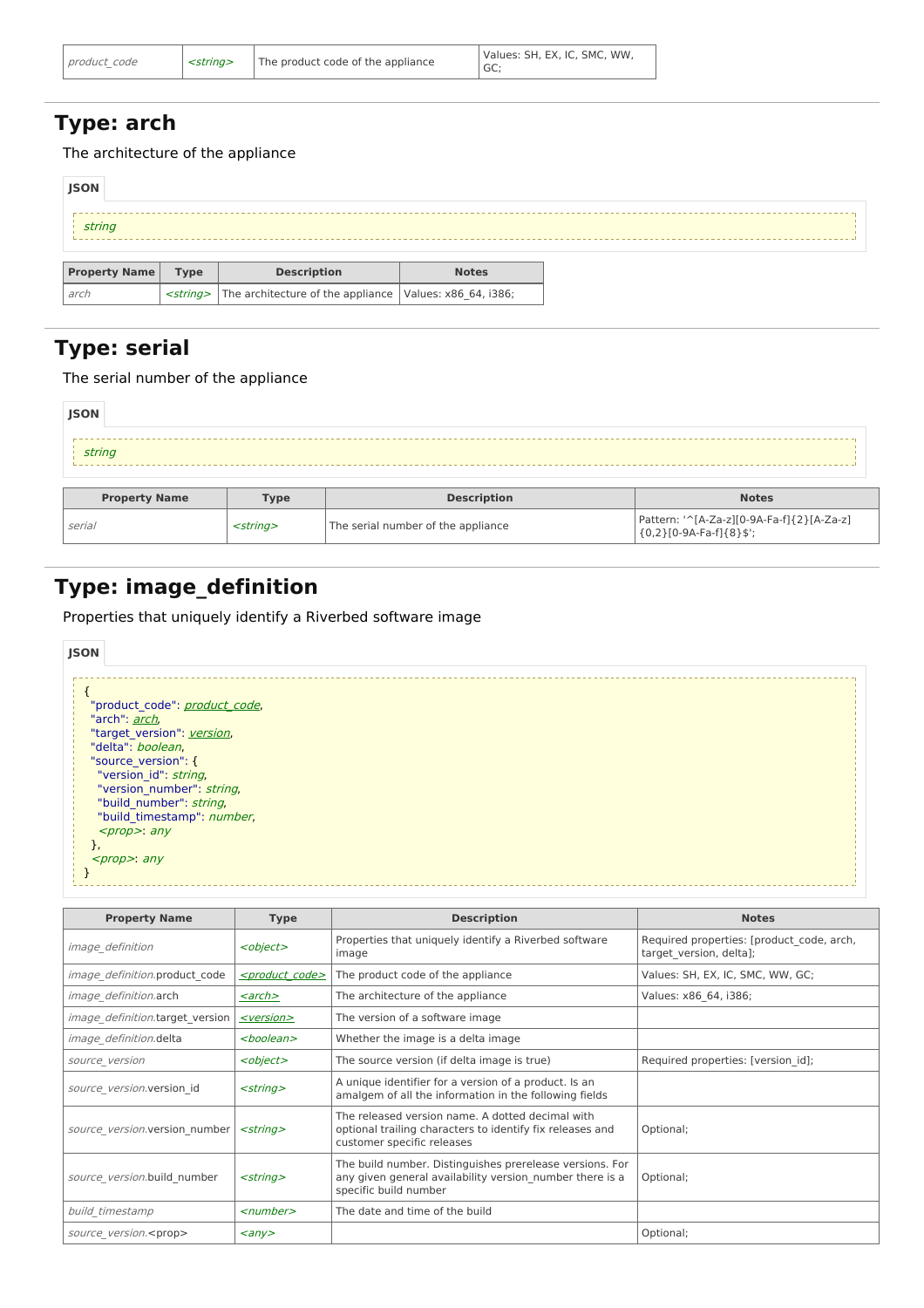| product_code | <string> | The product code of the appliance | Values: SH, EX, IC, SMC, WW, GC; |
|---|---|---|---|

## Type: arch

The architecture of the appliance

**JSON**

```
string
```

| Property Name | Type | Description | Notes |
|---|---|---|---|
| arch | <string> | The architecture of the appliance | Values: x86_64, i386; |

## Type: serial

The serial number of the appliance

**JSON**

```
string
```

| Property Name | Type | Description | Notes |
|---|---|---|---|
| serial | <string> | The serial number of the appliance | Pattern: '^[A-Za-z][0-9A-Fa-f]{2}[A-Za-z]{0,2}[0-9A-Fa-f]{8}$'; |

## Type: image_definition

Properties that uniquely identify a Riverbed software image

**JSON**

```
{
  "product_code": product_code,
  "arch": arch,
  "target_version": version,
  "delta": boolean,
  "source_version": {
    "version_id": string,
    "version_number": string,
    "build_number": string,
    "build_timestamp": number,
    <prop>: any
  },
  <prop>: any
}
```

| Property Name | Type | Description | Notes |
|---|---|---|---|
| image_definition | <object> | Properties that uniquely identify a Riverbed software image | Required properties: [product_code, arch, target_version, delta]; |
| image_definition.product_code | <product_code> | The product code of the appliance | Values: SH, EX, IC, SMC, WW, GC; |
| image_definition.arch | <arch> | The architecture of the appliance | Values: x86_64, i386; |
| image_definition.target_version | <version> | The version of a software image | |
| image_definition.delta | <boolean> | Whether the image is a delta image | |
| source_version | <object> | The source version (if delta image is true) | Required properties: [version_id]; |
| source_version.version_id | <string> | A unique identifier for a version of a product. Is an amalgem of all the information in the following fields | |
| source_version.version_number | <string> | The released version name. A dotted decimal with optional trailing characters to identify fix releases and customer specific releases | Optional; |
| source_version.build_number | <string> | The build number. Distinguishes prerelease versions. For any given general availability version_number there is a specific build number | Optional; |
| build_timestamp | <number> | The date and time of the build | |
| source_version.<prop> | <any> | | Optional; |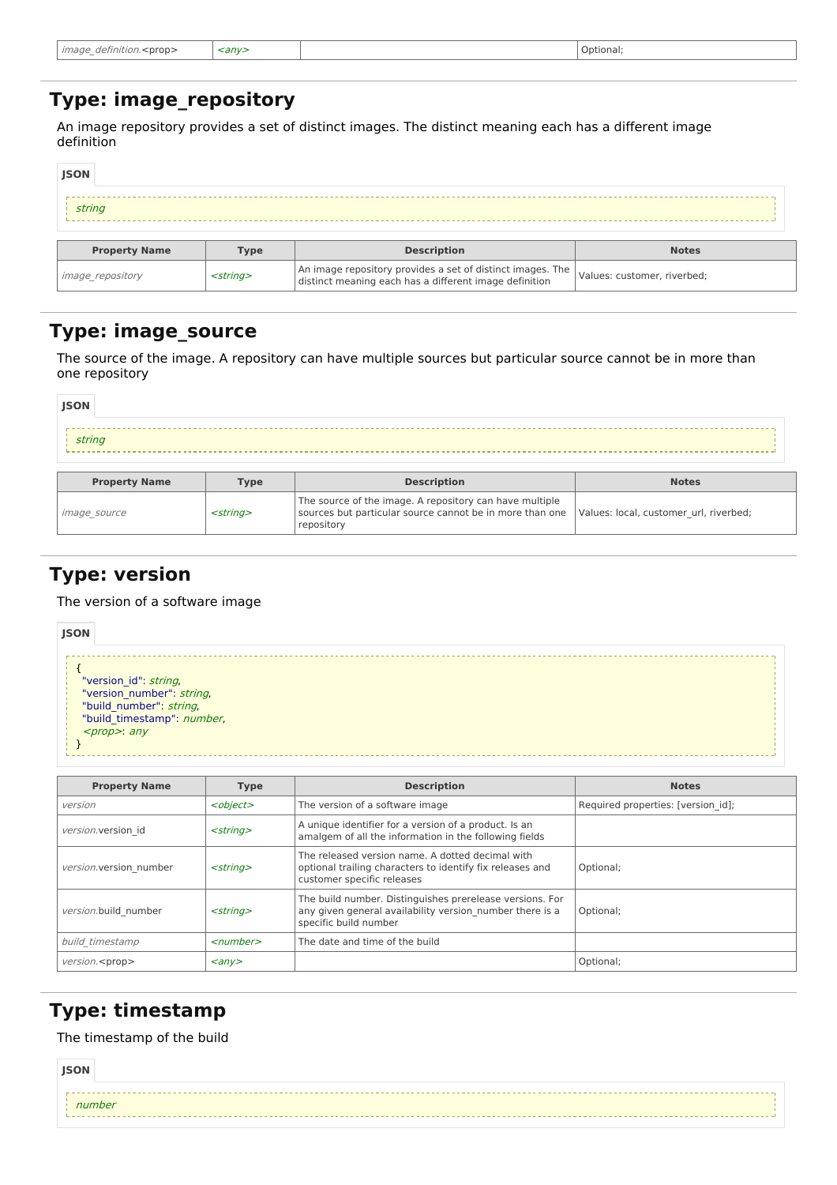| image_definition.<prop> | <any> | | Optional; |
|---|---|---|---|

## Type: image_repository

An image repository provides a set of distinct images. The distinct meaning each has a different image definition

**JSON**

```
string
```

| Property Name | Type | Description | Notes |
|---|---|---|---|
| image_repository | <string> | An image repository provides a set of distinct images. The distinct meaning each has a different image definition | Values: customer, riverbed; |

## Type: image_source

The source of the image. A repository can have multiple sources but particular source cannot be in more than one repository

**JSON**

```
string
```

| Property Name | Type | Description | Notes |
|---|---|---|---|
| image_source | <string> | The source of the image. A repository can have multiple sources but particular source cannot be in more than one repository | Values: local, customer_url, riverbed; |

## Type: version

The version of a software image

**JSON**

```
{
  "version_id": string,
  "version_number": string,
  "build_number": string,
  "build_timestamp": number,
  <prop>: any
}
```

| Property Name | Type | Description | Notes |
|---|---|---|---|
| version | <object> | The version of a software image | Required properties: [version_id]; |
| version.version_id | <string> | A unique identifier for a version of a product. Is an amalgem of all the information in the following fields | |
| version.version_number | <string> | The released version name. A dotted decimal with optional trailing characters to identify fix releases and customer specific releases | Optional; |
| version.build_number | <string> | The build number. Distinguishes prerelease versions. For any given general availability version_number there is a specific build number | Optional; |
| build_timestamp | <number> | The date and time of the build | |
| version.<prop> | <any> | | Optional; |

## Type: timestamp

The timestamp of the build

**JSON**

```
number
```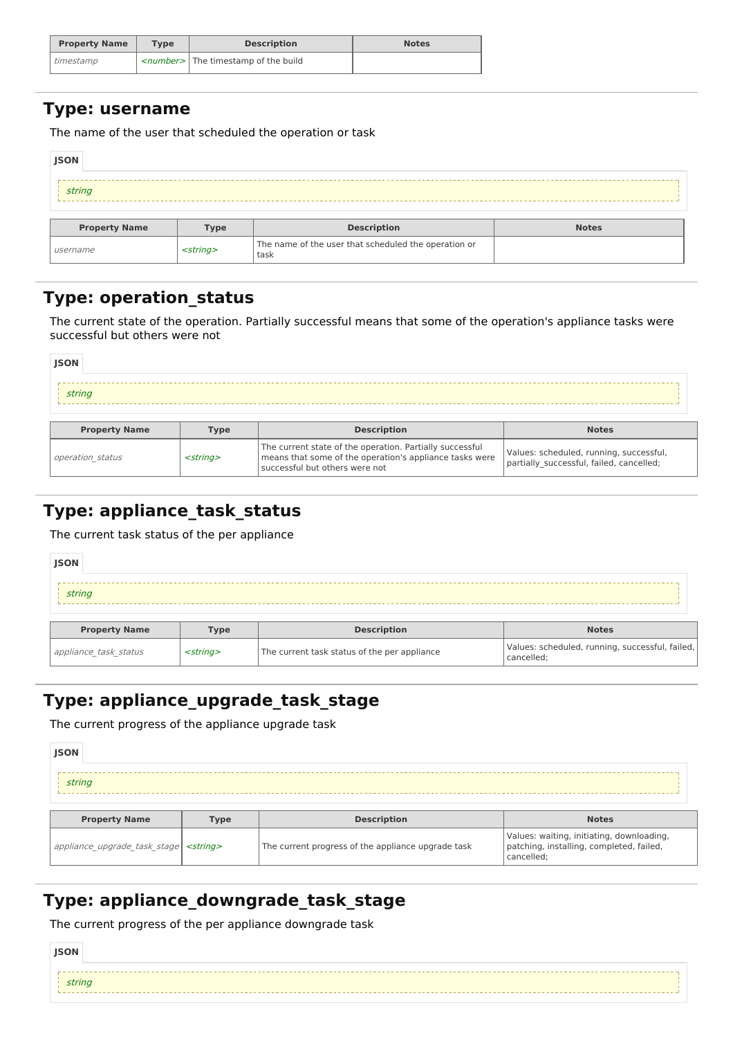| Property Name | Type | Description | Notes |
| --- | --- | --- | --- |
| *timestamp* | *<number>* | The timestamp of the build | |

## Type: username

The name of the user that scheduled the operation or task

**JSON**

```
string
```

| Property Name | Type | Description | Notes |
| --- | --- | --- | --- |
| *username* | *<string>* | The name of the user that scheduled the operation or task | |

## Type: operation_status

The current state of the operation. Partially successful means that some of the operation's appliance tasks were successful but others were not

**JSON**

```
string
```

| Property Name | Type | Description | Notes |
| --- | --- | --- | --- |
| *operation_status* | *<string>* | The current state of the operation. Partially successful means that some of the operation's appliance tasks were successful but others were not | Values: scheduled, running, successful, partially_successful, failed, cancelled; |

## Type: appliance_task_status

The current task status of the per appliance

**JSON**

```
string
```

| Property Name | Type | Description | Notes |
| --- | --- | --- | --- |
| *appliance_task_status* | *<string>* | The current task status of the per appliance | Values: scheduled, running, successful, failed, cancelled; |

## Type: appliance_upgrade_task_stage

The current progress of the appliance upgrade task

**JSON**

```
string
```

| Property Name | Type | Description | Notes |
| --- | --- | --- | --- |
| *appliance_upgrade_task_stage* | *<string>* | The current progress of the appliance upgrade task | Values: waiting, initiating, downloading, patching, installing, completed, failed, cancelled; |

## Type: appliance_downgrade_task_stage

The current progress of the per appliance downgrade task

**JSON**

```
string
```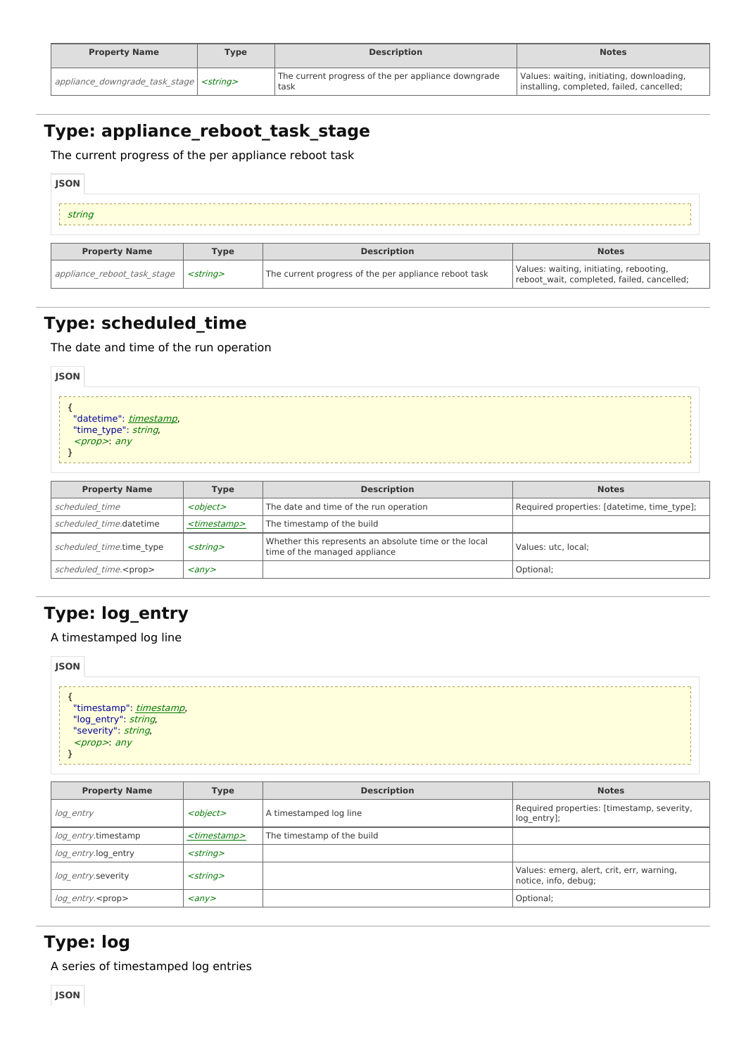| Property Name | Type | Description | Notes |
|---|---|---|---|
| *appliance_downgrade_task_stage* | *<string>* | The current progress of the per appliance downgrade task | Values: waiting, initiating, downloading, installing, completed, failed, cancelled; |

## Type: appliance_reboot_task_stage

The current progress of the per appliance reboot task

**JSON**

```
string
```

| Property Name | Type | Description | Notes |
|---|---|---|---|
| *appliance_reboot_task_stage* | *<string>* | The current progress of the per appliance reboot task | Values: waiting, initiating, rebooting, reboot_wait, completed, failed, cancelled; |

## Type: scheduled_time

The date and time of the run operation

**JSON**

```
{
  "datetime": timestamp,
  "time_type": string,
  <prop>: any
}
```

| Property Name | Type | Description | Notes |
|---|---|---|---|
| *scheduled_time* | *<object>* | The date and time of the run operation | Required properties: [datetime, time_type]; |
| *scheduled_time*.datetime | *<timestamp>* | The timestamp of the build | |
| *scheduled_time*.time_type | *<string>* | Whether this represents an absolute time or the local time of the managed appliance | Values: utc, local; |
| *scheduled_time*.<prop> | *<any>* | | Optional; |

## Type: log_entry

A timestamped log line

**JSON**

```
{
  "timestamp": timestamp,
  "log_entry": string,
  "severity": string,
  <prop>: any
}
```

| Property Name | Type | Description | Notes |
|---|---|---|---|
| *log_entry* | *<object>* | A timestamped log line | Required properties: [timestamp, severity, log_entry]; |
| *log_entry*.timestamp | *<timestamp>* | The timestamp of the build | |
| *log_entry*.log_entry | *<string>* | | |
| *log_entry*.severity | *<string>* | | Values: emerg, alert, crit, err, warning, notice, info, debug; |
| *log_entry*.<prop> | *<any>* | | Optional; |

## Type: log

A series of timestamped log entries

**JSON**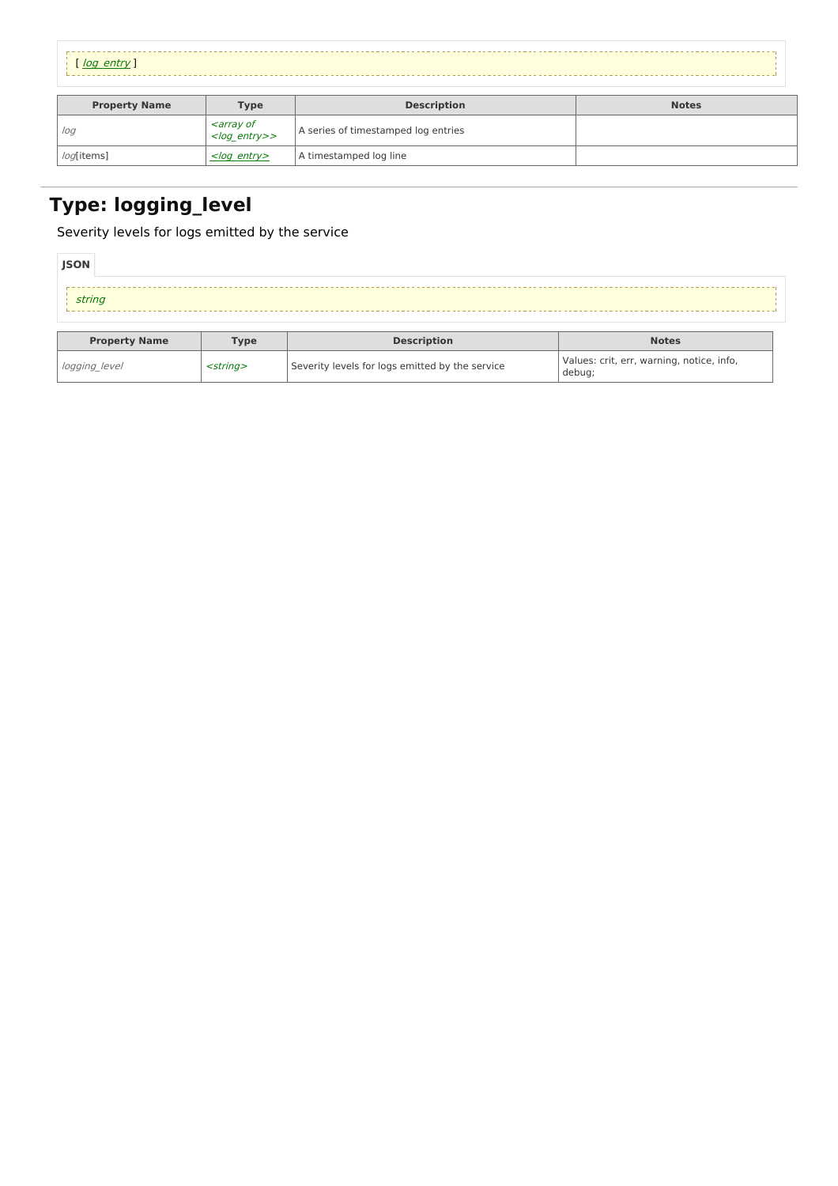```
[ log_entry ]
```

| Property Name | Type | Description | Notes |
| --- | --- | --- | --- |
| *log* | *<array of <log_entry>>* | A series of timestamped log entries | |
| *log*[items] | *<log_entry>* | A timestamped log line | |

# Type: logging_level

Severity levels for logs emitted by the service

**JSON**

```
string
```

| Property Name | Type | Description | Notes |
| --- | --- | --- | --- |
| *logging_level* | *<string>* | Severity levels for logs emitted by the service | Values: crit, err, warning, notice, info, debug; |